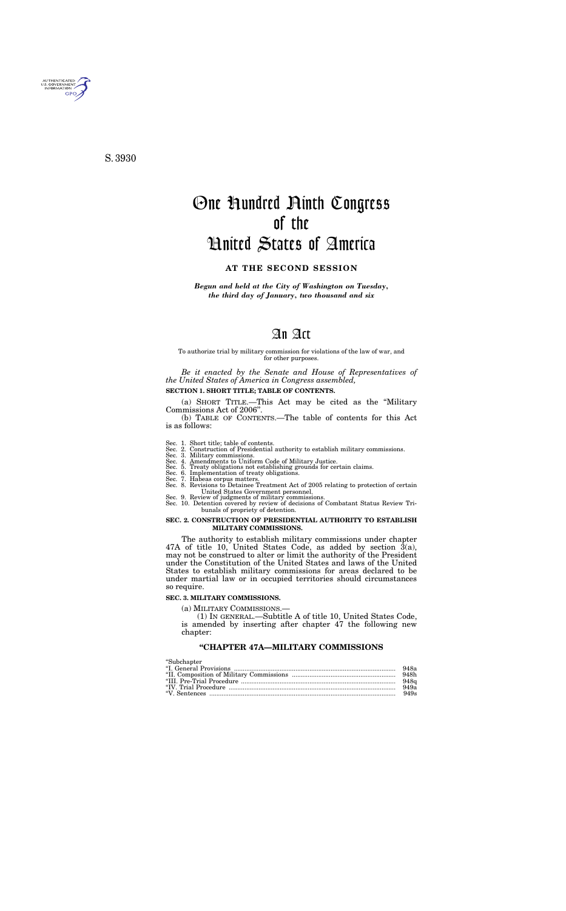S. 3930

# One Hundred Ninth Congress of the United States of America

**AT THE SECOND SESSION**

*Begun and held at the City of Washington on Tuesday, the third day of January, two thousand and six*

# An Act

To authorize trial by military commission for violations of the law of war, and for other purposes.

*Be it enacted by the Senate and House of Representatives of the United States of America in Congress assembled,*

**SECTION 1. SHORT TITLE; TABLE OF CONTENTS.**

(a) SHORT TITLE.—This Act may be cited as the "Military Commissions Act of 2006".

(b) TABLE OF CONTENTS.—The table of contents for this Act is as follows:

Sec. 1. Short title; table of contents.
Sec. 2. Construction of Presidential authority to establish military commissions.
Sec. 3. Military commissions.
Sec. 4. Amendments to Uniform Code of Military Justice.
Sec. 5. Treaty obligations not establishing grounds for certain claims.
Sec. 6. Implementation of treaty obligations.
Sec. 7. Habeas corpus matters.
Sec. 8. Revisions to Detainee Treatment Act of 2005 relating to protection of certain United States Government personnel.
Sec. 9. Review of judgments of military commissions.
Sec. 10. Detention covered by review of decisions of Combatant Status Review Tribunals of propriety of detention.

**SEC. 2. CONSTRUCTION OF PRESIDENTIAL AUTHORITY TO ESTABLISH MILITARY COMMISSIONS.**

The authority to establish military commissions under chapter 47A of title 10, United States Code, as added by section 3(a), may not be construed to alter or limit the authority of the President under the Constitution of the United States and laws of the United States to establish military commissions for areas declared to be under martial law or in occupied territories should circumstances so require.

**SEC. 3. MILITARY COMMISSIONS.**

(a) MILITARY COMMISSIONS.—

(1) IN GENERAL.—Subtitle A of title 10, United States Code, is amended by inserting after chapter 47 the following new chapter:

**"CHAPTER 47A—MILITARY COMMISSIONS**

| "Subchapter | |
|---|---|
| "I. General Provisions | 948a |
| "II. Composition of Military Commissions | 948h |
| "III. Pre-Trial Procedure | 948q |
| "IV. Trial Procedure | 949a |
| "V. Sentences | 949s |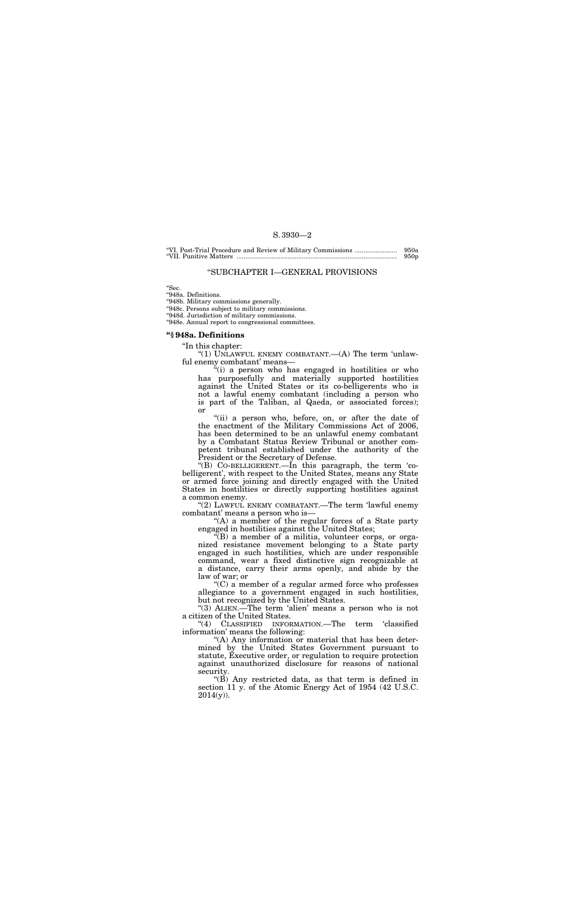| | |
|---|---|
| "VI. Post-Trial Procedure and Review of Military Commissions | 950a |
| "VII. Punitive Matters | 950p |

"SUBCHAPTER I—GENERAL PROVISIONS

"Sec.
"948a. Definitions.
"948b. Military commissions generally.
"948c. Persons subject to military commissions.
"948d. Jurisdiction of military commissions.
"948e. Annual report to congressional committees.

### "§ 948a. Definitions

"In this chapter:

"(1) UNLAWFUL ENEMY COMBATANT.—(A) The term 'unlawful enemy combatant' means—

"(i) a person who has engaged in hostilities or who has purposefully and materially supported hostilities against the United States or its co-belligerents who is not a lawful enemy combatant (including a person who is part of the Taliban, al Qaeda, or associated forces); or

"(ii) a person who, before, on, or after the date of the enactment of the Military Commissions Act of 2006, has been determined to be an unlawful enemy combatant by a Combatant Status Review Tribunal or another competent tribunal established under the authority of the President or the Secretary of Defense.

"(B) CO-BELLIGERENT.—In this paragraph, the term 'co-belligerent', with respect to the United States, means any State or armed force joining and directly engaged with the United States in hostilities or directly supporting hostilities against a common enemy.

"(2) LAWFUL ENEMY COMBATANT.—The term 'lawful enemy combatant' means a person who is—

"(A) a member of the regular forces of a State party engaged in hostilities against the United States;

"(B) a member of a militia, volunteer corps, or organized resistance movement belonging to a State party engaged in such hostilities, which are under responsible command, wear a fixed distinctive sign recognizable at a distance, carry their arms openly, and abide by the law of war; or

"(C) a member of a regular armed force who professes allegiance to a government engaged in such hostilities, but not recognized by the United States.

"(3) ALIEN.—The term 'alien' means a person who is not a citizen of the United States.

"(4) CLASSIFIED INFORMATION.—The term 'classified information' means the following:

"(A) Any information or material that has been determined by the United States Government pursuant to statute, Executive order, or regulation to require protection against unauthorized disclosure for reasons of national security.

"(B) Any restricted data, as that term is defined in section 11 y. of the Atomic Energy Act of 1954 (42 U.S.C. 2014(y)).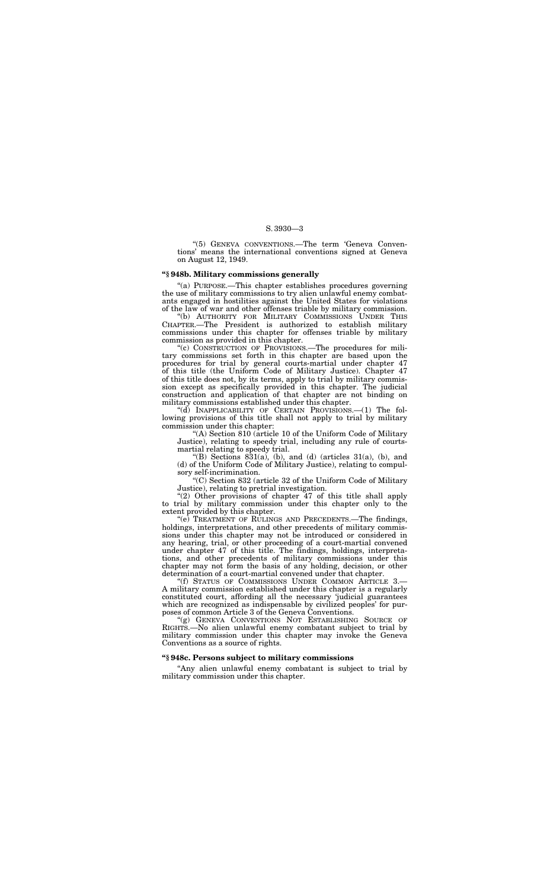"(5) GENEVA CONVENTIONS.—The term 'Geneva Conventions' means the international conventions signed at Geneva on August 12, 1949.

### "§ 948b. Military commissions generally

"(a) PURPOSE.—This chapter establishes procedures governing the use of military commissions to try alien unlawful enemy combatants engaged in hostilities against the United States for violations of the law of war and other offenses triable by military commission.

"(b) AUTHORITY FOR MILITARY COMMISSIONS UNDER THIS CHAPTER.—The President is authorized to establish military commissions under this chapter for offenses triable by military commission as provided in this chapter.

"(c) CONSTRUCTION OF PROVISIONS.—The procedures for military commissions set forth in this chapter are based upon the procedures for trial by general courts-martial under chapter 47 of this title (the Uniform Code of Military Justice). Chapter 47 of this title does not, by its terms, apply to trial by military commission except as specifically provided in this chapter. The judicial construction and application of that chapter are not binding on military commissions established under this chapter.

"(d) INAPPLICABILITY OF CERTAIN PROVISIONS.—(1) The following provisions of this title shall not apply to trial by military commission under this chapter:

"(A) Section 810 (article 10 of the Uniform Code of Military Justice), relating to speedy trial, including any rule of courts-martial relating to speedy trial.

"(B) Sections 831(a), (b), and (d) (articles 31(a), (b), and (d) of the Uniform Code of Military Justice), relating to compulsory self-incrimination.

"(C) Section 832 (article 32 of the Uniform Code of Military Justice), relating to pretrial investigation.

"(2) Other provisions of chapter 47 of this title shall apply to trial by military commission under this chapter only to the extent provided by this chapter.

"(e) TREATMENT OF RULINGS AND PRECEDENTS.—The findings, holdings, interpretations, and other precedents of military commissions under this chapter may not be introduced or considered in any hearing, trial, or other proceeding of a court-martial convened under chapter 47 of this title. The findings, holdings, interpretations, and other precedents of military commissions under this chapter may not form the basis of any holding, decision, or other determination of a court-martial convened under that chapter.

"(f) STATUS OF COMMISSIONS UNDER COMMON ARTICLE 3.—A military commission established under this chapter is a regularly constituted court, affording all the necessary 'judicial guarantees which are recognized as indispensable by civilized peoples' for purposes of common Article 3 of the Geneva Conventions.

"(g) GENEVA CONVENTIONS NOT ESTABLISHING SOURCE OF RIGHTS.—No alien unlawful enemy combatant subject to trial by military commission under this chapter may invoke the Geneva Conventions as a source of rights.

### "§ 948c. Persons subject to military commissions

"Any alien unlawful enemy combatant is subject to trial by military commission under this chapter.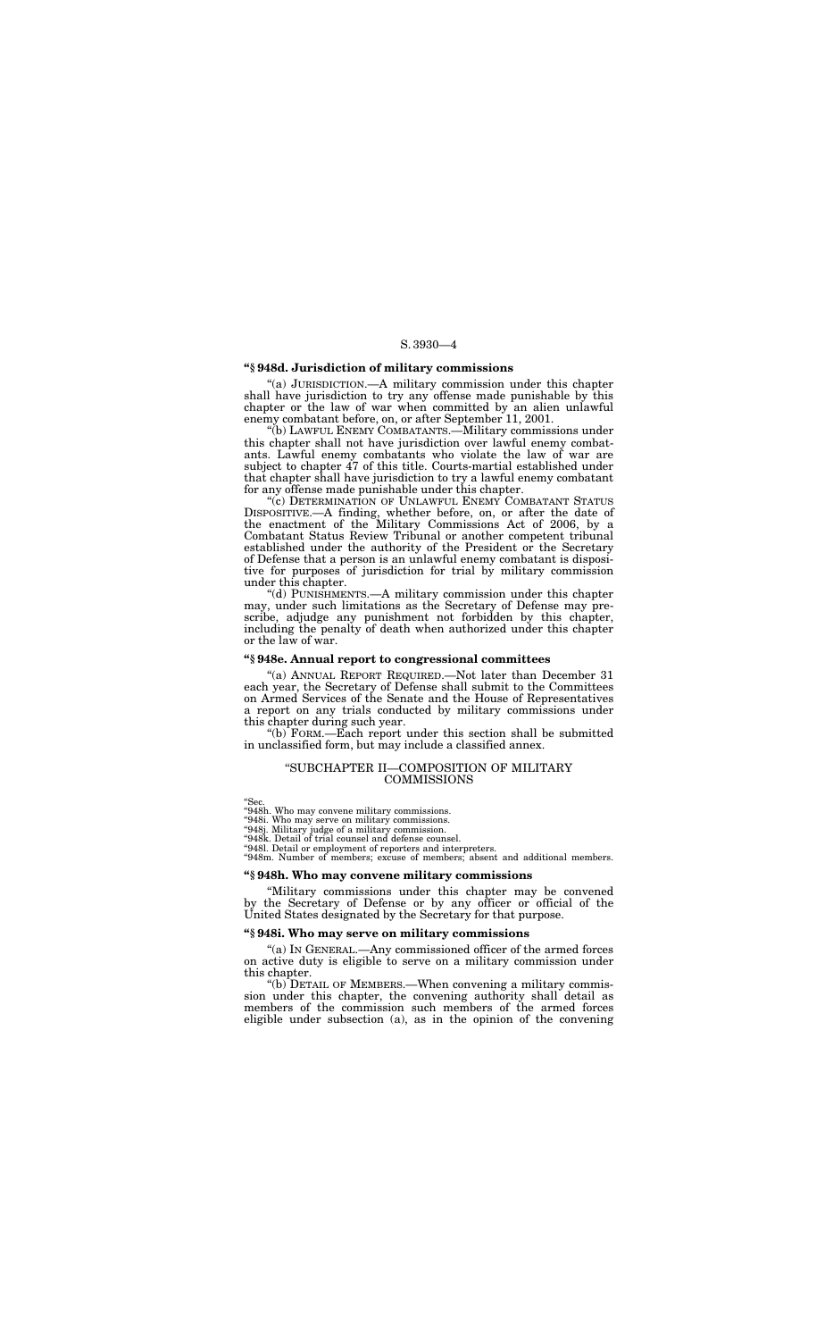### “§ 948d. Jurisdiction of military commissions

“(a) JURISDICTION.—A military commission under this chapter shall have jurisdiction to try any offense made punishable by this chapter or the law of war when committed by an alien unlawful enemy combatant before, on, or after September 11, 2001.

“(b) LAWFUL ENEMY COMBATANTS.—Military commissions under this chapter shall not have jurisdiction over lawful enemy combatants. Lawful enemy combatants who violate the law of war are subject to chapter 47 of this title. Courts-martial established under that chapter shall have jurisdiction to try a lawful enemy combatant for any offense made punishable under this chapter.

“(c) DETERMINATION OF UNLAWFUL ENEMY COMBATANT STATUS DISPOSITIVE.—A finding, whether before, on, or after the date of the enactment of the Military Commissions Act of 2006, by a Combatant Status Review Tribunal or another competent tribunal established under the authority of the President or the Secretary of Defense that a person is an unlawful enemy combatant is dispositive for purposes of jurisdiction for trial by military commission under this chapter.

“(d) PUNISHMENTS.—A military commission under this chapter may, under such limitations as the Secretary of Defense may prescribe, adjudge any punishment not forbidden by this chapter, including the penalty of death when authorized under this chapter or the law of war.

### “§ 948e. Annual report to congressional committees

“(a) ANNUAL REPORT REQUIRED.—Not later than December 31 each year, the Secretary of Defense shall submit to the Committees on Armed Services of the Senate and the House of Representatives a report on any trials conducted by military commissions under this chapter during such year.

“(b) FORM.—Each report under this section shall be submitted in unclassified form, but may include a classified annex.

## “SUBCHAPTER II—COMPOSITION OF MILITARY COMMISSIONS

“Sec.
“948h. Who may convene military commissions.
“948i. Who may serve on military commissions.
“948j. Military judge of a military commission.
“948k. Detail of trial counsel and defense counsel.
“948l. Detail or employment of reporters and interpreters.
“948m. Number of members; excuse of members; absent and additional members.

### “§ 948h. Who may convene military commissions

“Military commissions under this chapter may be convened by the Secretary of Defense or by any officer or official of the United States designated by the Secretary for that purpose.

### “§ 948i. Who may serve on military commissions

“(a) IN GENERAL.—Any commissioned officer of the armed forces on active duty is eligible to serve on a military commission under this chapter.

“(b) DETAIL OF MEMBERS.—When convening a military commission under this chapter, the convening authority shall detail as members of the commission such members of the armed forces eligible under subsection (a), as in the opinion of the convening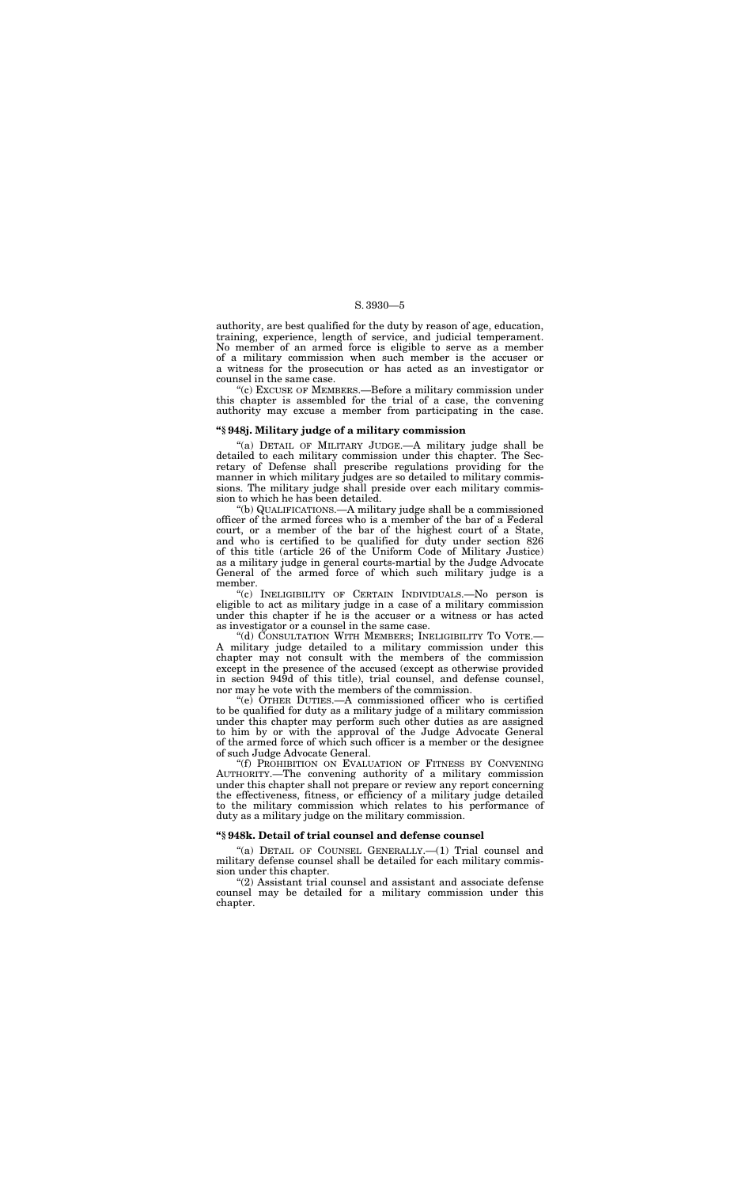authority, are best qualified for the duty by reason of age, education, training, experience, length of service, and judicial temperament. No member of an armed force is eligible to serve as a member of a military commission when such member is the accuser or a witness for the prosecution or has acted as an investigator or counsel in the same case.

"(c) EXCUSE OF MEMBERS.—Before a military commission under this chapter is assembled for the trial of a case, the convening authority may excuse a member from participating in the case.

### "§ 948j. Military judge of a military commission

"(a) DETAIL OF MILITARY JUDGE.—A military judge shall be detailed to each military commission under this chapter. The Secretary of Defense shall prescribe regulations providing for the manner in which military judges are so detailed to military commissions. The military judge shall preside over each military commission to which he has been detailed.

"(b) QUALIFICATIONS.—A military judge shall be a commissioned officer of the armed forces who is a member of the bar of a Federal court, or a member of the bar of the highest court of a State, and who is certified to be qualified for duty under section 826 of this title (article 26 of the Uniform Code of Military Justice) as a military judge in general courts-martial by the Judge Advocate General of the armed force of which such military judge is a member.

"(c) INELIGIBILITY OF CERTAIN INDIVIDUALS.—No person is eligible to act as military judge in a case of a military commission under this chapter if he is the accuser or a witness or has acted as investigator or a counsel in the same case.

"(d) CONSULTATION WITH MEMBERS; INELIGIBILITY TO VOTE.—A military judge detailed to a military commission under this chapter may not consult with the members of the commission except in the presence of the accused (except as otherwise provided in section 949d of this title), trial counsel, and defense counsel, nor may he vote with the members of the commission.

"(e) OTHER DUTIES.—A commissioned officer who is certified to be qualified for duty as a military judge of a military commission under this chapter may perform such other duties as are assigned to him by or with the approval of the Judge Advocate General of the armed force of which such officer is a member or the designee of such Judge Advocate General.

"(f) PROHIBITION ON EVALUATION OF FITNESS BY CONVENING AUTHORITY.—The convening authority of a military commission under this chapter shall not prepare or review any report concerning the effectiveness, fitness, or efficiency of a military judge detailed to the military commission which relates to his performance of duty as a military judge on the military commission.

### "§ 948k. Detail of trial counsel and defense counsel

"(a) DETAIL OF COUNSEL GENERALLY.—(1) Trial counsel and military defense counsel shall be detailed for each military commission under this chapter.

"(2) Assistant trial counsel and assistant and associate defense counsel may be detailed for a military commission under this chapter.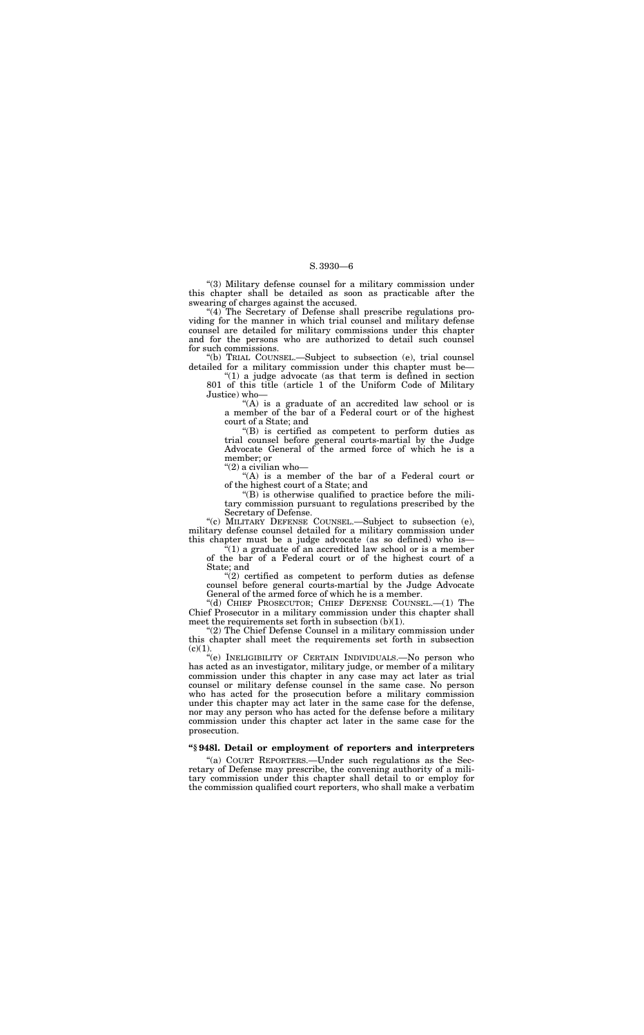"(3) Military defense counsel for a military commission under this chapter shall be detailed as soon as practicable after the swearing of charges against the accused.

"(4) The Secretary of Defense shall prescribe regulations providing for the manner in which trial counsel and military defense counsel are detailed for military commissions under this chapter and for the persons who are authorized to detail such counsel for such commissions.

"(b) TRIAL COUNSEL.—Subject to subsection (e), trial counsel detailed for a military commission under this chapter must be—

"(1) a judge advocate (as that term is defined in section 801 of this title (article 1 of the Uniform Code of Military Justice) who—

"(A) is a graduate of an accredited law school or is a member of the bar of a Federal court or of the highest court of a State; and

"(B) is certified as competent to perform duties as trial counsel before general courts-martial by the Judge Advocate General of the armed force of which he is a member; or

"(2) a civilian who—

"(A) is a member of the bar of a Federal court or of the highest court of a State; and

"(B) is otherwise qualified to practice before the military commission pursuant to regulations prescribed by the Secretary of Defense.

"(c) MILITARY DEFENSE COUNSEL.—Subject to subsection (e), military defense counsel detailed for a military commission under this chapter must be a judge advocate (as so defined) who is—

"(1) a graduate of an accredited law school or is a member of the bar of a Federal court or of the highest court of a State; and

"(2) certified as competent to perform duties as defense counsel before general courts-martial by the Judge Advocate General of the armed force of which he is a member.

"(d) CHIEF PROSECUTOR; CHIEF DEFENSE COUNSEL.—(1) The Chief Prosecutor in a military commission under this chapter shall meet the requirements set forth in subsection (b)(1).

"(2) The Chief Defense Counsel in a military commission under this chapter shall meet the requirements set forth in subsection (c)(1).

"(e) INELIGIBILITY OF CERTAIN INDIVIDUALS.—No person who has acted as an investigator, military judge, or member of a military commission under this chapter in any case may act later as trial counsel or military defense counsel in the same case. No person who has acted for the prosecution before a military commission under this chapter may act later in the same case for the defense, nor may any person who has acted for the defense before a military commission under this chapter act later in the same case for the prosecution.

### "§ 948l. Detail or employment of reporters and interpreters

"(a) COURT REPORTERS.—Under such regulations as the Secretary of Defense may prescribe, the convening authority of a military commission under this chapter shall detail to or employ for the commission qualified court reporters, who shall make a verbatim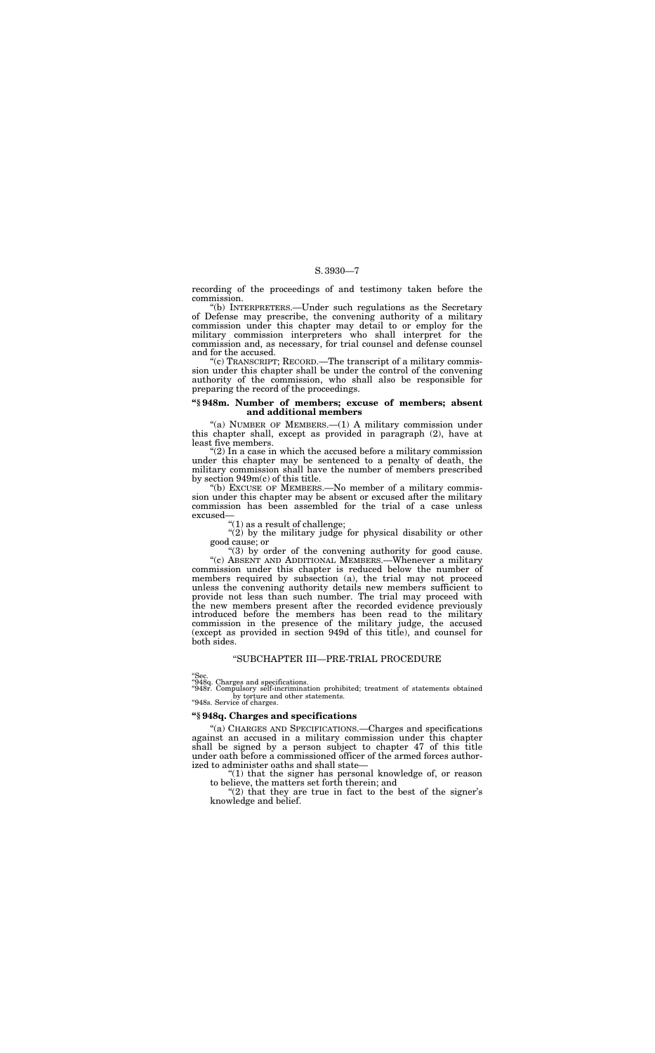recording of the proceedings of and testimony taken before the commission.

"(b) INTERPRETERS.—Under such regulations as the Secretary of Defense may prescribe, the convening authority of a military commission under this chapter may detail to or employ for the military commission interpreters who shall interpret for the commission and, as necessary, for trial counsel and defense counsel and for the accused.

"(c) TRANSCRIPT; RECORD.—The transcript of a military commission under this chapter shall be under the control of the convening authority of the commission, who shall also be responsible for preparing the record of the proceedings.

### "§ 948m. Number of members; excuse of members; absent and additional members

"(a) NUMBER OF MEMBERS.—(1) A military commission under this chapter shall, except as provided in paragraph (2), have at least five members.

"(2) In a case in which the accused before a military commission under this chapter may be sentenced to a penalty of death, the military commission shall have the number of members prescribed by section 949m(c) of this title.

"(b) EXCUSE OF MEMBERS.—No member of a military commission under this chapter may be absent or excused after the military commission has been assembled for the trial of a case unless excused—

"(1) as a result of challenge;

"(2) by the military judge for physical disability or other good cause; or

"(3) by order of the convening authority for good cause.

"(c) ABSENT AND ADDITIONAL MEMBERS.—Whenever a military commission under this chapter is reduced below the number of members required by subsection (a), the trial may not proceed unless the convening authority details new members sufficient to provide not less than such number. The trial may proceed with the new members present after the recorded evidence previously introduced before the members has been read to the military commission in the presence of the military judge, the accused (except as provided in section 949d of this title), and counsel for both sides.

## "SUBCHAPTER III—PRE-TRIAL PROCEDURE

"Sec.
"948q. Charges and specifications.
"948r. Compulsory self-incrimination prohibited; treatment of statements obtained by torture and other statements.
"948s. Service of charges.

### "§ 948q. Charges and specifications

"(a) CHARGES AND SPECIFICATIONS.—Charges and specifications against an accused in a military commission under this chapter shall be signed by a person subject to chapter 47 of this title under oath before a commissioned officer of the armed forces authorized to administer oaths and shall state—

"(1) that the signer has personal knowledge of, or reason to believe, the matters set forth therein; and

"(2) that they are true in fact to the best of the signer's knowledge and belief.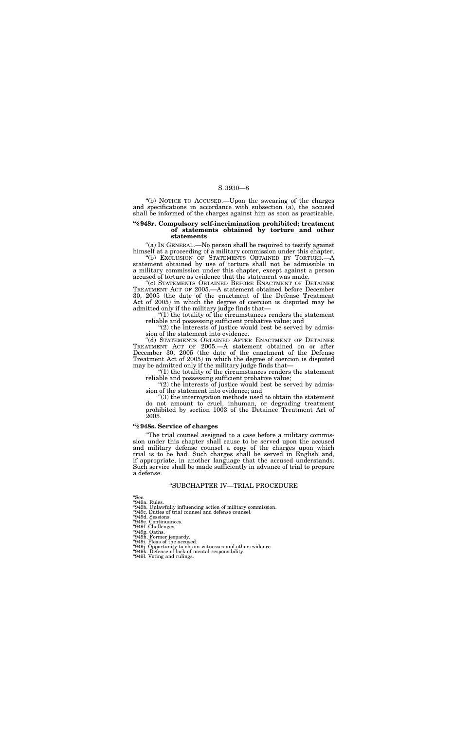"(b) NOTICE TO ACCUSED.—Upon the swearing of the charges and specifications in accordance with subsection (a), the accused shall be informed of the charges against him as soon as practicable.

### "§ 948r. Compulsory self-incrimination prohibited; treatment of statements obtained by torture and other statements

"(a) IN GENERAL.—No person shall be required to testify against himself at a proceeding of a military commission under this chapter.

"(b) EXCLUSION OF STATEMENTS OBTAINED BY TORTURE.—A statement obtained by use of torture shall not be admissible in a military commission under this chapter, except against a person accused of torture as evidence that the statement was made.

"(c) STATEMENTS OBTAINED BEFORE ENACTMENT OF DETAINEE TREATMENT ACT OF 2005.—A statement obtained before December 30, 2005 (the date of the enactment of the Defense Treatment Act of 2005) in which the degree of coercion is disputed may be admitted only if the military judge finds that—

"(1) the totality of the circumstances renders the statement reliable and possessing sufficient probative value; and

"(2) the interests of justice would best be served by admission of the statement into evidence.

"(d) STATEMENTS OBTAINED AFTER ENACTMENT OF DETAINEE TREATMENT ACT OF 2005.—A statement obtained on or after December 30, 2005 (the date of the enactment of the Defense Treatment Act of 2005) in which the degree of coercion is disputed may be admitted only if the military judge finds that—

"(1) the totality of the circumstances renders the statement reliable and possessing sufficient probative value;

"(2) the interests of justice would best be served by admission of the statement into evidence; and

"(3) the interrogation methods used to obtain the statement do not amount to cruel, inhuman, or degrading treatment prohibited by section 1003 of the Detainee Treatment Act of 2005.

### "§ 948s. Service of charges

"The trial counsel assigned to a case before a military commission under this chapter shall cause to be served upon the accused and military defense counsel a copy of the charges upon which trial is to be had. Such charges shall be served in English and, if appropriate, in another language that the accused understands. Such service shall be made sufficiently in advance of trial to prepare a defense.

## "SUBCHAPTER IV—TRIAL PROCEDURE

"Sec.
"949a. Rules.
"949b. Unlawfully influencing action of military commission.
"949c. Duties of trial counsel and defense counsel.
"949d. Sessions.
"949e. Continuances.
"949f. Challenges.
"949g. Oaths.
"949h. Former jeopardy.
"949i. Pleas of the accused.
"949j. Opportunity to obtain witnesses and other evidence.
"949k. Defense of lack of mental responsibility.
"949l. Voting and rulings.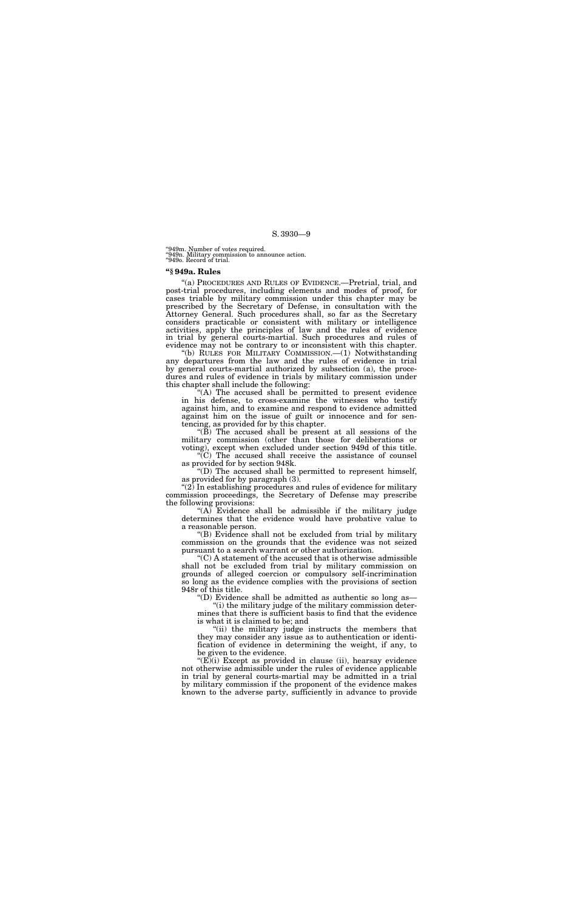"949m. Number of votes required.
"949n. Military commission to announce action.
"949o. Record of trial.

## "§ 949a. Rules

"(a) PROCEDURES AND RULES OF EVIDENCE.—Pretrial, trial, and post-trial procedures, including elements and modes of proof, for cases triable by military commission under this chapter may be prescribed by the Secretary of Defense, in consultation with the Attorney General. Such procedures shall, so far as the Secretary considers practicable or consistent with military or intelligence activities, apply the principles of law and the rules of evidence in trial by general courts-martial. Such procedures and rules of evidence may not be contrary to or inconsistent with this chapter.

"(b) RULES FOR MILITARY COMMISSION.—(1) Notwithstanding any departures from the law and the rules of evidence in trial by general courts-martial authorized by subsection (a), the procedures and rules of evidence in trials by military commission under this chapter shall include the following:

"(A) The accused shall be permitted to present evidence in his defense, to cross-examine the witnesses who testify against him, and to examine and respond to evidence admitted against him on the issue of guilt or innocence and for sentencing, as provided for by this chapter.

"(B) The accused shall be present at all sessions of the military commission (other than those for deliberations or voting), except when excluded under section 949d of this title.

"(C) The accused shall receive the assistance of counsel as provided for by section 948k.

"(D) The accused shall be permitted to represent himself, as provided for by paragraph (3).

"(2) In establishing procedures and rules of evidence for military commission proceedings, the Secretary of Defense may prescribe the following provisions:

"(A) Evidence shall be admissible if the military judge determines that the evidence would have probative value to a reasonable person.

"(B) Evidence shall not be excluded from trial by military commission on the grounds that the evidence was not seized pursuant to a search warrant or other authorization.

"(C) A statement of the accused that is otherwise admissible shall not be excluded from trial by military commission on grounds of alleged coercion or compulsory self-incrimination so long as the evidence complies with the provisions of section 948r of this title.

"(D) Evidence shall be admitted as authentic so long as—

"(i) the military judge of the military commission determines that there is sufficient basis to find that the evidence is what it is claimed to be; and

"(ii) the military judge instructs the members that they may consider any issue as to authentication or identification of evidence in determining the weight, if any, to be given to the evidence.

"(E)(i) Except as provided in clause (ii), hearsay evidence not otherwise admissible under the rules of evidence applicable in trial by general courts-martial may be admitted in a trial by military commission if the proponent of the evidence makes known to the adverse party, sufficiently in advance to provide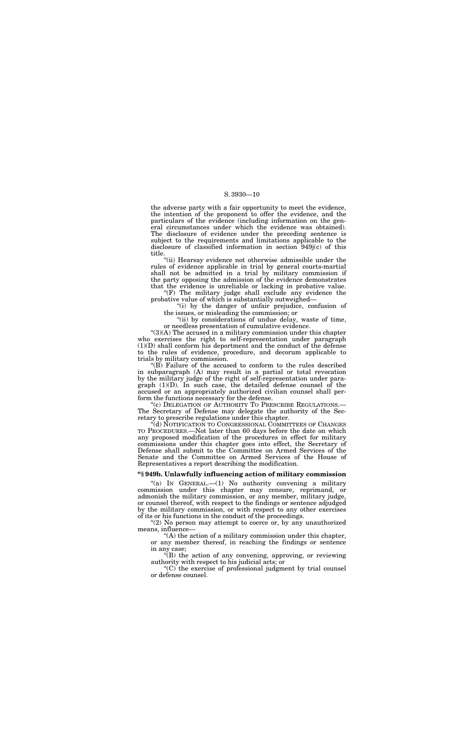the adverse party with a fair opportunity to meet the evidence, the intention of the proponent to offer the evidence, and the particulars of the evidence (including information on the general circumstances under which the evidence was obtained). The disclosure of evidence under the preceding sentence is subject to the requirements and limitations applicable to the disclosure of classified information in section 949j(c) of this title.

"(ii) Hearsay evidence not otherwise admissible under the rules of evidence applicable in trial by general courts-martial shall not be admitted in a trial by military commission if the party opposing the admission of the evidence demonstrates that the evidence is unreliable or lacking in probative value.

"(F) The military judge shall exclude any evidence the probative value of which is substantially outweighed—

"(i) by the danger of unfair prejudice, confusion of the issues, or misleading the commission; or

"(ii) by considerations of undue delay, waste of time, or needless presentation of cumulative evidence.

"(3)(A) The accused in a military commission under this chapter who exercises the right to self-representation under paragraph (1)(D) shall conform his deportment and the conduct of the defense to the rules of evidence, procedure, and decorum applicable to trials by military commission.

"(B) Failure of the accused to conform to the rules described in subparagraph (A) may result in a partial or total revocation by the military judge of the right of self-representation under paragraph (1)(D). In such case, the detailed defense counsel of the accused or an appropriately authorized civilian counsel shall perform the functions necessary for the defense.

"(c) DELEGATION OF AUTHORITY TO PRESCRIBE REGULATIONS.—The Secretary of Defense may delegate the authority of the Secretary to prescribe regulations under this chapter.

"(d) NOTIFICATION TO CONGRESSIONAL COMMITTEES OF CHANGES TO PROCEDURES.—Not later than 60 days before the date on which any proposed modification of the procedures in effect for military commissions under this chapter goes into effect, the Secretary of Defense shall submit to the Committee on Armed Services of the Senate and the Committee on Armed Services of the House of Representatives a report describing the modification.

**"§ 949b. Unlawfully influencing action of military commission**

"(a) IN GENERAL.—(1) No authority convening a military commission under this chapter may censure, reprimand, or admonish the military commission, or any member, military judge, or counsel thereof, with respect to the findings or sentence adjudged by the military commission, or with respect to any other exercises of its or his functions in the conduct of the proceedings.

"(2) No person may attempt to coerce or, by any unauthorized means, influence—

"(A) the action of a military commission under this chapter, or any member thereof, in reaching the findings or sentence in any case;

"(B) the action of any convening, approving, or reviewing authority with respect to his judicial acts; or

"(C) the exercise of professional judgment by trial counsel or defense counsel.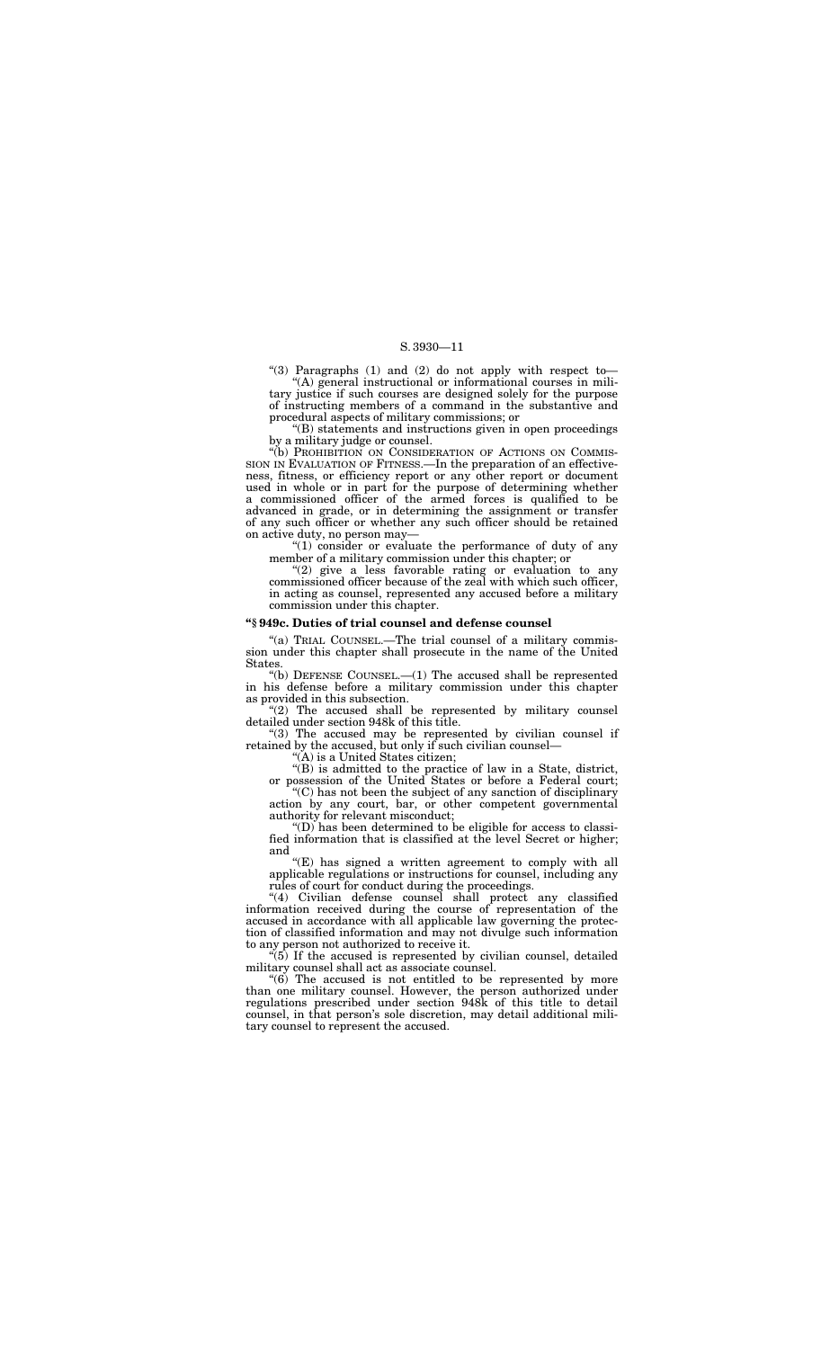"(3) Paragraphs (1) and (2) do not apply with respect to—

"(A) general instructional or informational courses in military justice if such courses are designed solely for the purpose of instructing members of a command in the substantive and procedural aspects of military commissions; or

"(B) statements and instructions given in open proceedings by a military judge or counsel.

"(b) PROHIBITION ON CONSIDERATION OF ACTIONS ON COMMISSION IN EVALUATION OF FITNESS.—In the preparation of an effectiveness, fitness, or efficiency report or any other report or document used in whole or in part for the purpose of determining whether a commissioned officer of the armed forces is qualified to be advanced in grade, or in determining the assignment or transfer of any such officer or whether any such officer should be retained on active duty, no person may—

"(1) consider or evaluate the performance of duty of any member of a military commission under this chapter; or

"(2) give a less favorable rating or evaluation to any commissioned officer because of the zeal with which such officer, in acting as counsel, represented any accused before a military commission under this chapter.

**"§ 949c. Duties of trial counsel and defense counsel**

"(a) TRIAL COUNSEL.—The trial counsel of a military commission under this chapter shall prosecute in the name of the United States.

"(b) DEFENSE COUNSEL.—(1) The accused shall be represented in his defense before a military commission under this chapter as provided in this subsection.

"(2) The accused shall be represented by military counsel detailed under section 948k of this title.

"(3) The accused may be represented by civilian counsel if retained by the accused, but only if such civilian counsel—

"(A) is a United States citizen;

"(B) is admitted to the practice of law in a State, district, or possession of the United States or before a Federal court;

"(C) has not been the subject of any sanction of disciplinary action by any court, bar, or other competent governmental authority for relevant misconduct;

"(D) has been determined to be eligible for access to classified information that is classified at the level Secret or higher; and

"(E) has signed a written agreement to comply with all applicable regulations or instructions for counsel, including any rules of court for conduct during the proceedings.

"(4) Civilian defense counsel shall protect any classified information received during the course of representation of the accused in accordance with all applicable law governing the protection of classified information and may not divulge such information to any person not authorized to receive it.

"(5) If the accused is represented by civilian counsel, detailed military counsel shall act as associate counsel.

"(6) The accused is not entitled to be represented by more than one military counsel. However, the person authorized under regulations prescribed under section 948k of this title to detail counsel, in that person's sole discretion, may detail additional military counsel to represent the accused.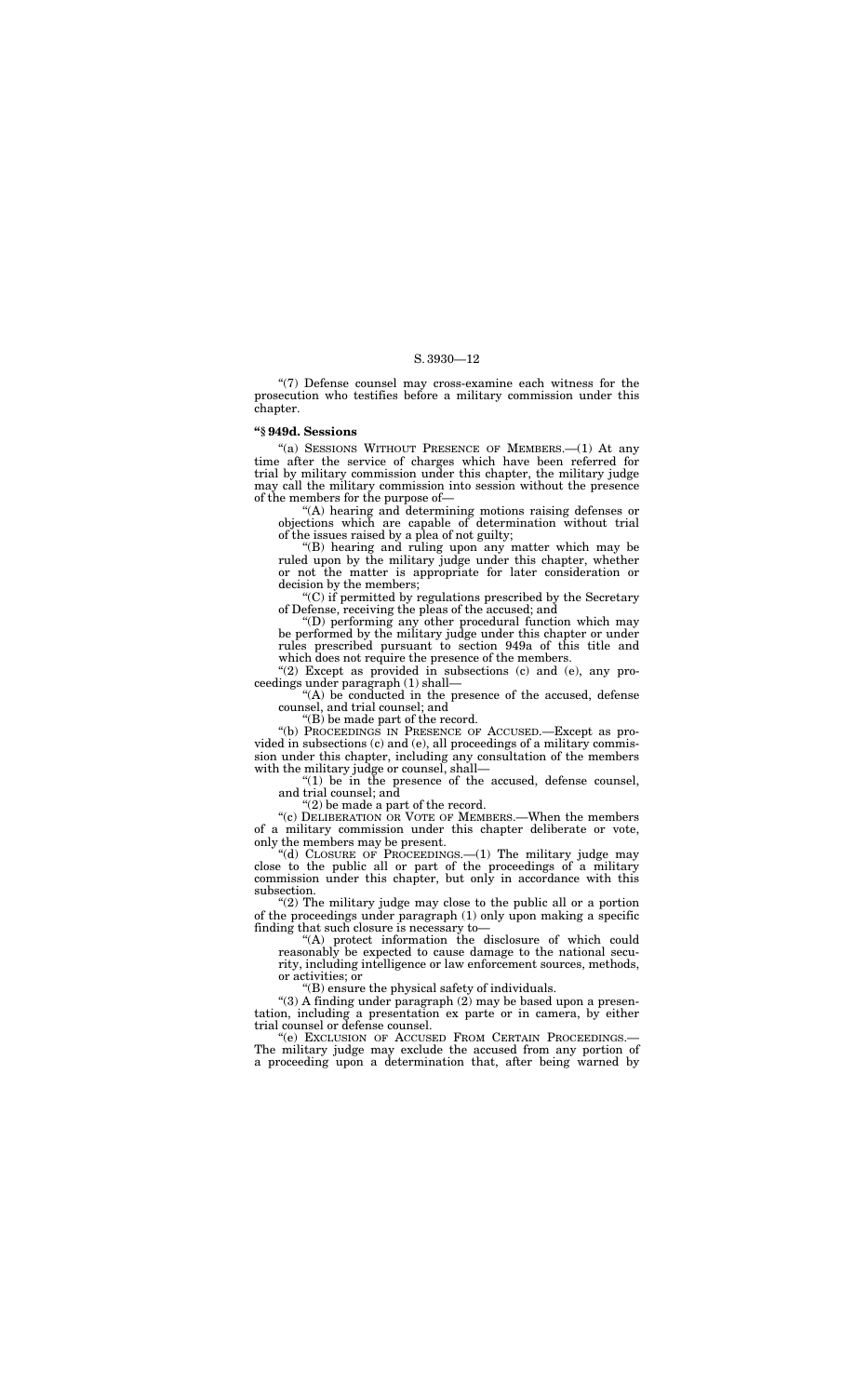"(7) Defense counsel may cross-examine each witness for the prosecution who testifies before a military commission under this chapter.

**"§ 949d. Sessions**

"(a) SESSIONS WITHOUT PRESENCE OF MEMBERS.—(1) At any time after the service of charges which have been referred for trial by military commission under this chapter, the military judge may call the military commission into session without the presence of the members for the purpose of—

"(A) hearing and determining motions raising defenses or objections which are capable of determination without trial of the issues raised by a plea of not guilty;

"(B) hearing and ruling upon any matter which may be ruled upon by the military judge under this chapter, whether or not the matter is appropriate for later consideration or decision by the members;

"(C) if permitted by regulations prescribed by the Secretary of Defense, receiving the pleas of the accused; and

"(D) performing any other procedural function which may be performed by the military judge under this chapter or under rules prescribed pursuant to section 949a of this title and which does not require the presence of the members.

"(2) Except as provided in subsections (c) and (e), any proceedings under paragraph (1) shall—

"(A) be conducted in the presence of the accused, defense counsel, and trial counsel; and

"(B) be made part of the record.

"(b) PROCEEDINGS IN PRESENCE OF ACCUSED.—Except as provided in subsections (c) and (e), all proceedings of a military commission under this chapter, including any consultation of the members with the military judge or counsel, shall—

"(1) be in the presence of the accused, defense counsel, and trial counsel; and

"(2) be made a part of the record.

"(c) DELIBERATION OR VOTE OF MEMBERS.—When the members of a military commission under this chapter deliberate or vote, only the members may be present.

"(d) CLOSURE OF PROCEEDINGS.—(1) The military judge may close to the public all or part of the proceedings of a military commission under this chapter, but only in accordance with this subsection.

"(2) The military judge may close to the public all or a portion of the proceedings under paragraph (1) only upon making a specific finding that such closure is necessary to—

"(A) protect information the disclosure of which could reasonably be expected to cause damage to the national security, including intelligence or law enforcement sources, methods, or activities; or

"(B) ensure the physical safety of individuals.

"(3) A finding under paragraph (2) may be based upon a presentation, including a presentation ex parte or in camera, by either trial counsel or defense counsel.

"(e) EXCLUSION OF ACCUSED FROM CERTAIN PROCEEDINGS.—The military judge may exclude the accused from any portion of a proceeding upon a determination that, after being warned by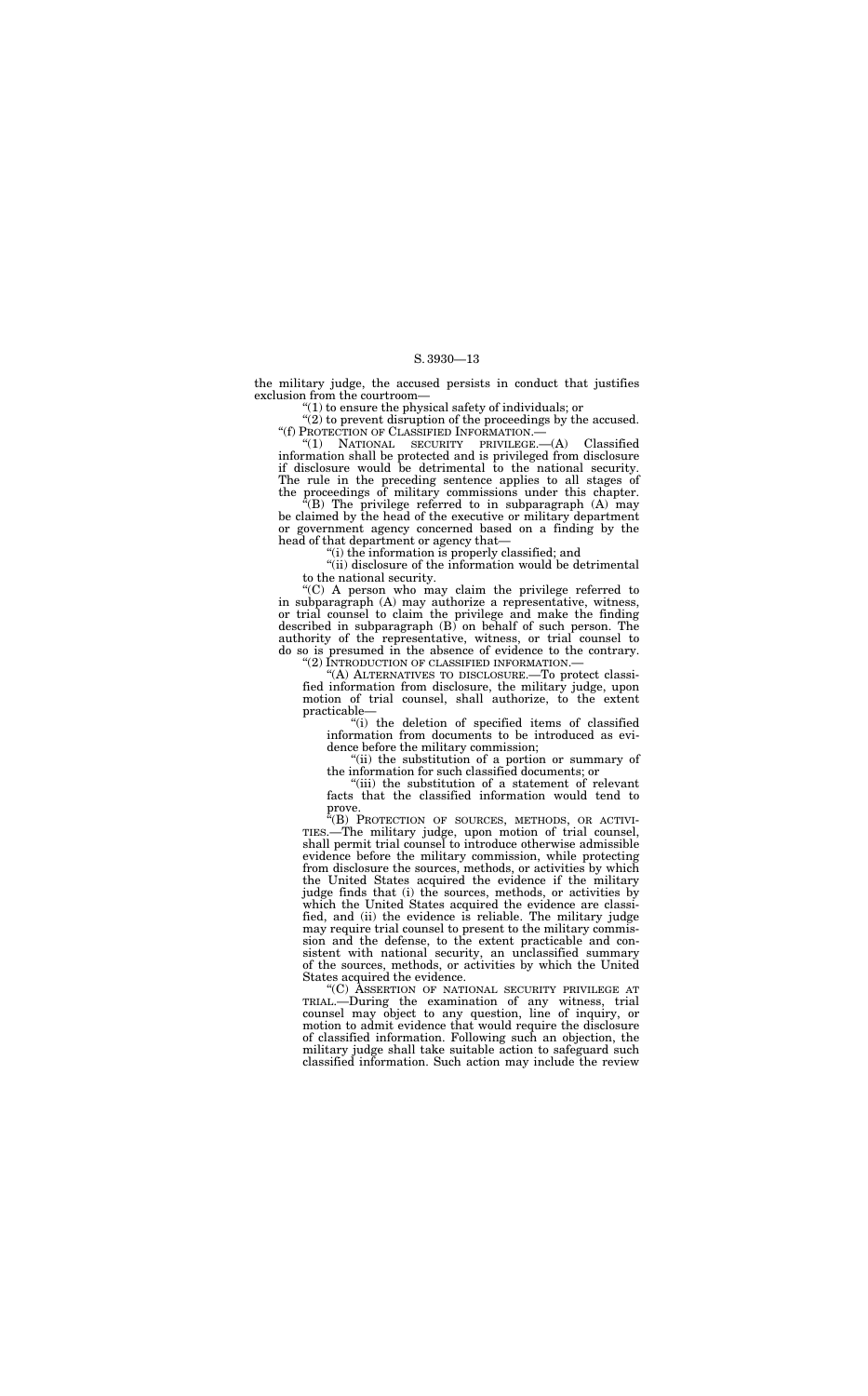the military judge, the accused persists in conduct that justifies exclusion from the courtroom—

"(1) to ensure the physical safety of individuals; or

"(2) to prevent disruption of the proceedings by the accused.

"(f) PROTECTION OF CLASSIFIED INFORMATION.—

"(1) NATIONAL SECURITY PRIVILEGE.—(A) Classified information shall be protected and is privileged from disclosure if disclosure would be detrimental to the national security. The rule in the preceding sentence applies to all stages of the proceedings of military commissions under this chapter.

"(B) The privilege referred to in subparagraph (A) may be claimed by the head of the executive or military department or government agency concerned based on a finding by the head of that department or agency that—

"(i) the information is properly classified; and

"(ii) disclosure of the information would be detrimental to the national security.

"(C) A person who may claim the privilege referred to in subparagraph (A) may authorize a representative, witness, or trial counsel to claim the privilege and make the finding described in subparagraph (B) on behalf of such person. The authority of the representative, witness, or trial counsel to do so is presumed in the absence of evidence to the contrary.

"(2) INTRODUCTION OF CLASSIFIED INFORMATION.—

"(A) ALTERNATIVES TO DISCLOSURE.—To protect classified information from disclosure, the military judge, upon motion of trial counsel, shall authorize, to the extent practicable—

"(i) the deletion of specified items of classified information from documents to be introduced as evidence before the military commission;

"(ii) the substitution of a portion or summary of the information for such classified documents; or

"(iii) the substitution of a statement of relevant facts that the classified information would tend to prove.

"(B) PROTECTION OF SOURCES, METHODS, OR ACTIVITIES.—The military judge, upon motion of trial counsel, shall permit trial counsel to introduce otherwise admissible evidence before the military commission, while protecting from disclosure the sources, methods, or activities by which the United States acquired the evidence if the military judge finds that (i) the sources, methods, or activities by which the United States acquired the evidence are classified, and (ii) the evidence is reliable. The military judge may require trial counsel to present to the military commission and the defense, to the extent practicable and consistent with national security, an unclassified summary of the sources, methods, or activities by which the United States acquired the evidence.

"(C) ASSERTION OF NATIONAL SECURITY PRIVILEGE AT TRIAL.—During the examination of any witness, trial counsel may object to any question, line of inquiry, or motion to admit evidence that would require the disclosure of classified information. Following such an objection, the military judge shall take suitable action to safeguard such classified information. Such action may include the review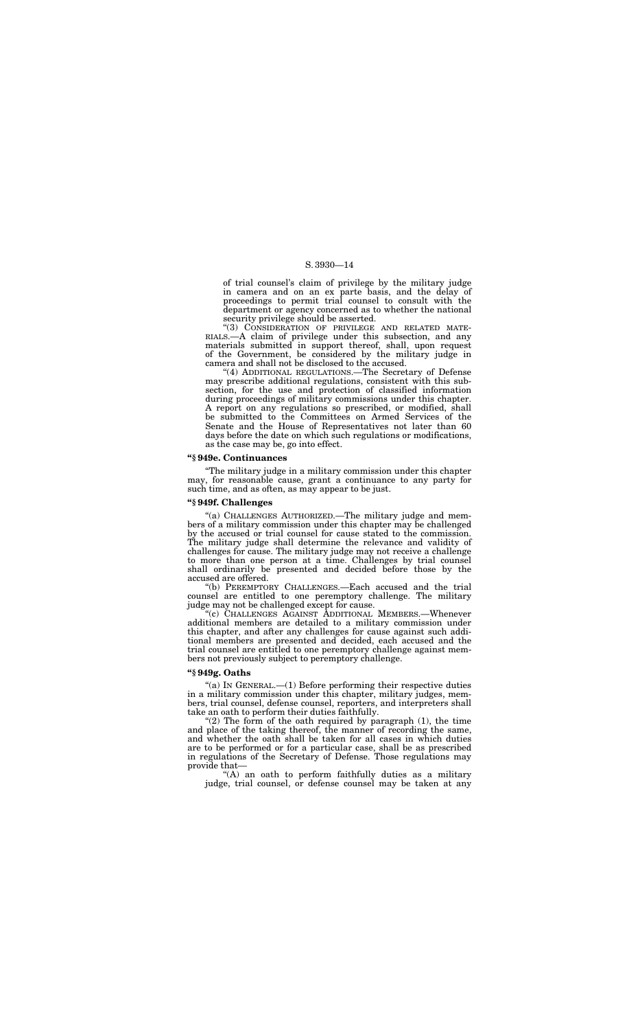of trial counsel's claim of privilege by the military judge in camera and on an ex parte basis, and the delay of proceedings to permit trial counsel to consult with the department or agency concerned as to whether the national security privilege should be asserted.

"(3) CONSIDERATION OF PRIVILEGE AND RELATED MATERIALS.—A claim of privilege under this subsection, and any materials submitted in support thereof, shall, upon request of the Government, be considered by the military judge in camera and shall not be disclosed to the accused.

"(4) ADDITIONAL REGULATIONS.—The Secretary of Defense may prescribe additional regulations, consistent with this subsection, for the use and protection of classified information during proceedings of military commissions under this chapter. A report on any regulations so prescribed, or modified, shall be submitted to the Committees on Armed Services of the Senate and the House of Representatives not later than 60 days before the date on which such regulations or modifications, as the case may be, go into effect.

**"§ 949e. Continuances**

"The military judge in a military commission under this chapter may, for reasonable cause, grant a continuance to any party for such time, and as often, as may appear to be just.

**"§ 949f. Challenges**

"(a) CHALLENGES AUTHORIZED.—The military judge and members of a military commission under this chapter may be challenged by the accused or trial counsel for cause stated to the commission. The military judge shall determine the relevance and validity of challenges for cause. The military judge may not receive a challenge to more than one person at a time. Challenges by trial counsel shall ordinarily be presented and decided before those by the accused are offered.

"(b) PEREMPTORY CHALLENGES.—Each accused and the trial counsel are entitled to one peremptory challenge. The military judge may not be challenged except for cause.

"(c) CHALLENGES AGAINST ADDITIONAL MEMBERS.—Whenever additional members are detailed to a military commission under this chapter, and after any challenges for cause against such additional members are presented and decided, each accused and the trial counsel are entitled to one peremptory challenge against members not previously subject to peremptory challenge.

**"§ 949g. Oaths**

"(a) IN GENERAL.—(1) Before performing their respective duties in a military commission under this chapter, military judges, members, trial counsel, defense counsel, reporters, and interpreters shall take an oath to perform their duties faithfully.

"(2) The form of the oath required by paragraph (1), the time and place of the taking thereof, the manner of recording the same, and whether the oath shall be taken for all cases in which duties are to be performed or for a particular case, shall be as prescribed in regulations of the Secretary of Defense. Those regulations may provide that—

"(A) an oath to perform faithfully duties as a military judge, trial counsel, or defense counsel may be taken at any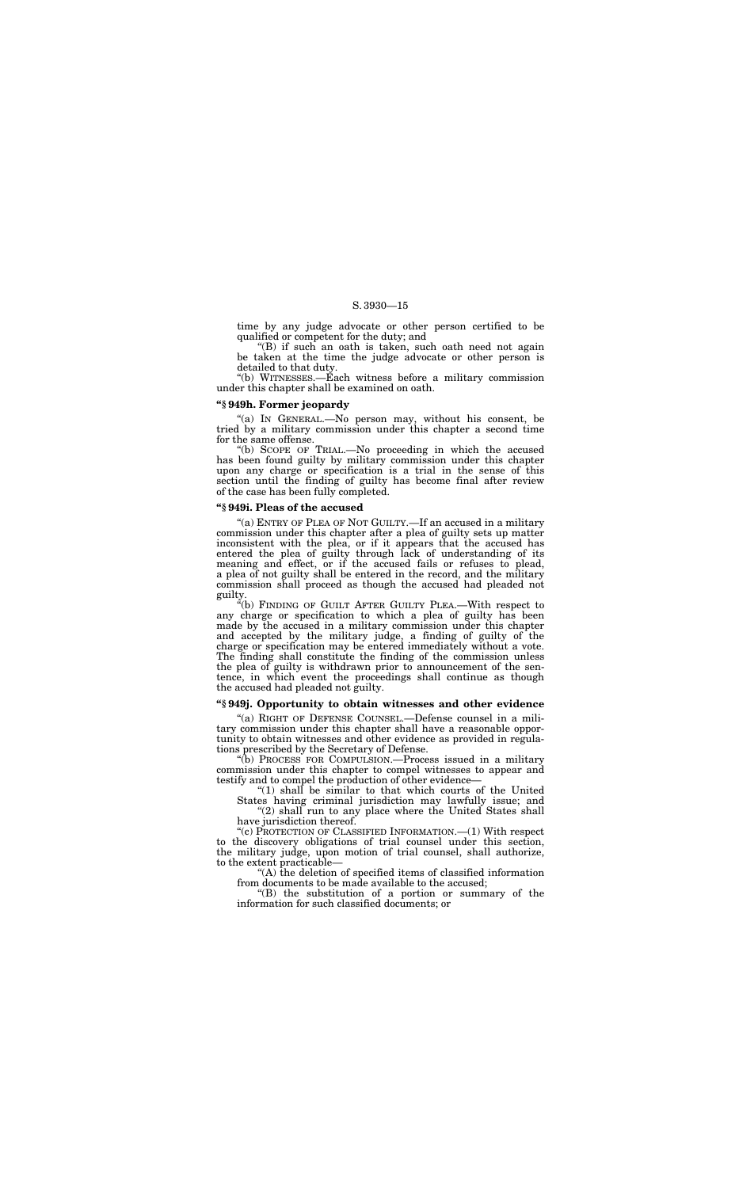time by any judge advocate or other person certified to be qualified or competent for the duty; and

"(B) if such an oath is taken, such oath need not again be taken at the time the judge advocate or other person is detailed to that duty.

"(b) WITNESSES.—Each witness before a military commission under this chapter shall be examined on oath.

### "§ 949h. Former jeopardy

"(a) IN GENERAL.—No person may, without his consent, be tried by a military commission under this chapter a second time for the same offense.

"(b) SCOPE OF TRIAL.—No proceeding in which the accused has been found guilty by military commission under this chapter upon any charge or specification is a trial in the sense of this section until the finding of guilty has become final after review of the case has been fully completed.

### "§ 949i. Pleas of the accused

"(a) ENTRY OF PLEA OF NOT GUILTY.—If an accused in a military commission under this chapter after a plea of guilty sets up matter inconsistent with the plea, or if it appears that the accused has entered the plea of guilty through lack of understanding of its meaning and effect, or if the accused fails or refuses to plead, a plea of not guilty shall be entered in the record, and the military commission shall proceed as though the accused had pleaded not guilty.

"(b) FINDING OF GUILT AFTER GUILTY PLEA.—With respect to any charge or specification to which a plea of guilty has been made by the accused in a military commission under this chapter and accepted by the military judge, a finding of guilty of the charge or specification may be entered immediately without a vote. The finding shall constitute the finding of the commission unless the plea of guilty is withdrawn prior to announcement of the sentence, in which event the proceedings shall continue as though the accused had pleaded not guilty.

### "§ 949j. Opportunity to obtain witnesses and other evidence

"(a) RIGHT OF DEFENSE COUNSEL.—Defense counsel in a military commission under this chapter shall have a reasonable opportunity to obtain witnesses and other evidence as provided in regulations prescribed by the Secretary of Defense.

"(b) PROCESS FOR COMPULSION.—Process issued in a military commission under this chapter to compel witnesses to appear and testify and to compel the production of other evidence—

"(1) shall be similar to that which courts of the United States having criminal jurisdiction may lawfully issue; and

"(2) shall run to any place where the United States shall have jurisdiction thereof.

"(c) PROTECTION OF CLASSIFIED INFORMATION.—(1) With respect to the discovery obligations of trial counsel under this section, the military judge, upon motion of trial counsel, shall authorize, to the extent practicable—

"(A) the deletion of specified items of classified information from documents to be made available to the accused;

"(B) the substitution of a portion or summary of the information for such classified documents; or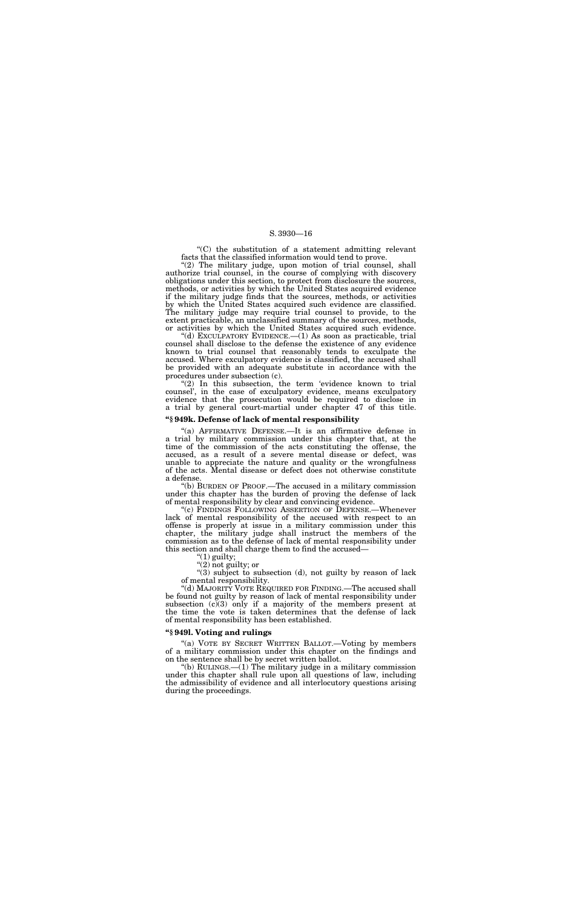"(C) the substitution of a statement admitting relevant facts that the classified information would tend to prove.

"(2) The military judge, upon motion of trial counsel, shall authorize trial counsel, in the course of complying with discovery obligations under this section, to protect from disclosure the sources, methods, or activities by which the United States acquired evidence if the military judge finds that the sources, methods, or activities by which the United States acquired such evidence are classified. The military judge may require trial counsel to provide, to the extent practicable, an unclassified summary of the sources, methods, or activities by which the United States acquired such evidence.

"(d) EXCULPATORY EVIDENCE.—(1) As soon as practicable, trial counsel shall disclose to the defense the existence of any evidence known to trial counsel that reasonably tends to exculpate the accused. Where exculpatory evidence is classified, the accused shall be provided with an adequate substitute in accordance with the procedures under subsection (c).

"(2) In this subsection, the term 'evidence known to trial counsel', in the case of exculpatory evidence, means exculpatory evidence that the prosecution would be required to disclose in a trial by general court-martial under chapter 47 of this title.

### "§ 949k. Defense of lack of mental responsibility

"(a) AFFIRMATIVE DEFENSE.—It is an affirmative defense in a trial by military commission under this chapter that, at the time of the commission of the acts constituting the offense, the accused, as a result of a severe mental disease or defect, was unable to appreciate the nature and quality or the wrongfulness of the acts. Mental disease or defect does not otherwise constitute a defense.

"(b) BURDEN OF PROOF.—The accused in a military commission under this chapter has the burden of proving the defense of lack of mental responsibility by clear and convincing evidence.

"(c) FINDINGS FOLLOWING ASSERTION OF DEFENSE.—Whenever lack of mental responsibility of the accused with respect to an offense is properly at issue in a military commission under this chapter, the military judge shall instruct the members of the commission as to the defense of lack of mental responsibility under this section and shall charge them to find the accused—

"(1) guilty;

"(2) not guilty; or

"(3) subject to subsection (d), not guilty by reason of lack of mental responsibility.

"(d) MAJORITY VOTE REQUIRED FOR FINDING.—The accused shall be found not guilty by reason of lack of mental responsibility under subsection (c)(3) only if a majority of the members present at the time the vote is taken determines that the defense of lack of mental responsibility has been established.

### "§ 949l. Voting and rulings

"(a) VOTE BY SECRET WRITTEN BALLOT.—Voting by members of a military commission under this chapter on the findings and on the sentence shall be by secret written ballot.

"(b) RULINGS.—(1) The military judge in a military commission under this chapter shall rule upon all questions of law, including the admissibility of evidence and all interlocutory questions arising during the proceedings.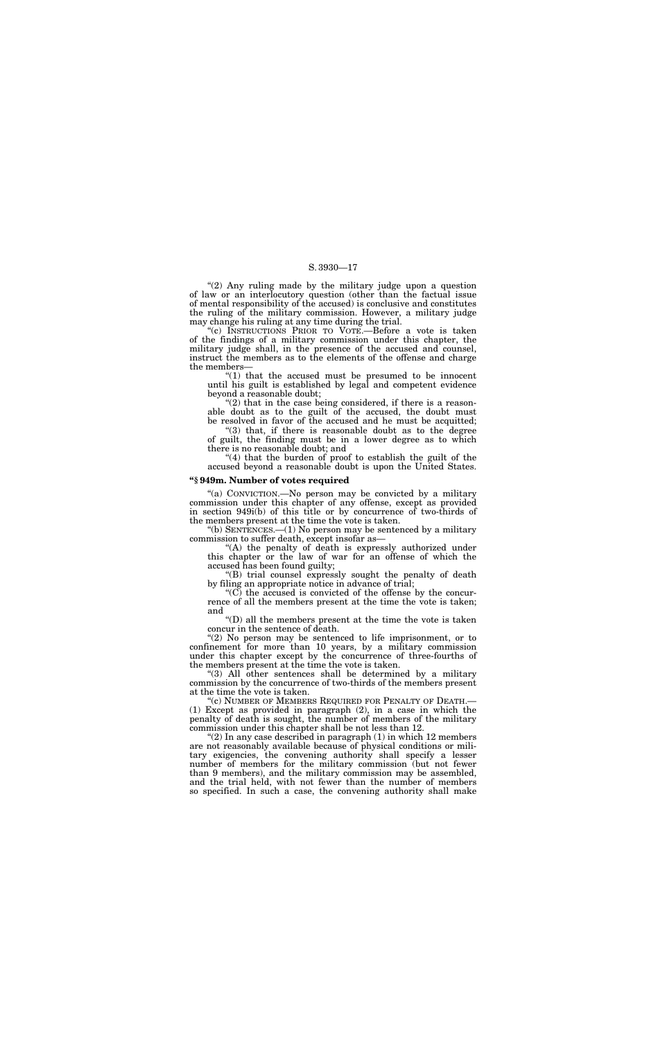"(2) Any ruling made by the military judge upon a question of law or an interlocutory question (other than the factual issue of mental responsibility of the accused) is conclusive and constitutes the ruling of the military commission. However, a military judge may change his ruling at any time during the trial.

"(c) INSTRUCTIONS PRIOR TO VOTE.—Before a vote is taken of the findings of a military commission under this chapter, the military judge shall, in the presence of the accused and counsel, instruct the members as to the elements of the offense and charge the members—

"(1) that the accused must be presumed to be innocent until his guilt is established by legal and competent evidence beyond a reasonable doubt;

"(2) that in the case being considered, if there is a reasonable doubt as to the guilt of the accused, the doubt must be resolved in favor of the accused and he must be acquitted;

"(3) that, if there is reasonable doubt as to the degree of guilt, the finding must be in a lower degree as to which there is no reasonable doubt; and

"(4) that the burden of proof to establish the guilt of the accused beyond a reasonable doubt is upon the United States.

### "§ 949m. Number of votes required

"(a) CONVICTION.—No person may be convicted by a military commission under this chapter of any offense, except as provided in section 949i(b) of this title or by concurrence of two-thirds of the members present at the time the vote is taken.

"(b) SENTENCES.—(1) No person may be sentenced by a military commission to suffer death, except insofar as—

"(A) the penalty of death is expressly authorized under this chapter or the law of war for an offense of which the accused has been found guilty;

"(B) trial counsel expressly sought the penalty of death by filing an appropriate notice in advance of trial;

"(C) the accused is convicted of the offense by the concurrence of all the members present at the time the vote is taken; and

"(D) all the members present at the time the vote is taken concur in the sentence of death.

"(2) No person may be sentenced to life imprisonment, or to confinement for more than 10 years, by a military commission under this chapter except by the concurrence of three-fourths of the members present at the time the vote is taken.

"(3) All other sentences shall be determined by a military commission by the concurrence of two-thirds of the members present at the time the vote is taken.

"(c) NUMBER OF MEMBERS REQUIRED FOR PENALTY OF DEATH.—(1) Except as provided in paragraph (2), in a case in which the penalty of death is sought, the number of members of the military commission under this chapter shall be not less than 12.

"(2) In any case described in paragraph (1) in which 12 members are not reasonably available because of physical conditions or military exigencies, the convening authority shall specify a lesser number of members for the military commission (but not fewer than 9 members), and the military commission may be assembled, and the trial held, with not fewer than the number of members so specified. In such a case, the convening authority shall make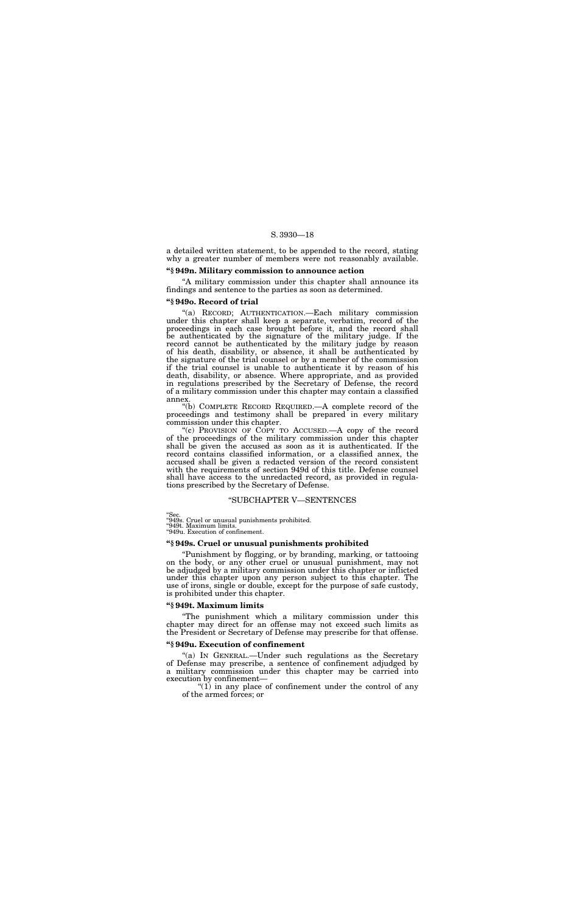a detailed written statement, to be appended to the record, stating why a greater number of members were not reasonably available.

### "§ 949n. Military commission to announce action

"A military commission under this chapter shall announce its findings and sentence to the parties as soon as determined.

### "§ 949o. Record of trial

"(a) RECORD; AUTHENTICATION.—Each military commission under this chapter shall keep a separate, verbatim, record of the proceedings in each case brought before it, and the record shall be authenticated by the signature of the military judge. If the record cannot be authenticated by the military judge by reason of his death, disability, or absence, it shall be authenticated by the signature of the trial counsel or by a member of the commission if the trial counsel is unable to authenticate it by reason of his death, disability, or absence. Where appropriate, and as provided in regulations prescribed by the Secretary of Defense, the record of a military commission under this chapter may contain a classified annex.

"(b) COMPLETE RECORD REQUIRED.—A complete record of the proceedings and testimony shall be prepared in every military commission under this chapter.

"(c) PROVISION OF COPY TO ACCUSED.—A copy of the record of the proceedings of the military commission under this chapter shall be given the accused as soon as it is authenticated. If the record contains classified information, or a classified annex, the accused shall be given a redacted version of the record consistent with the requirements of section 949d of this title. Defense counsel shall have access to the unredacted record, as provided in regulations prescribed by the Secretary of Defense.

## "SUBCHAPTER V—SENTENCES

"Sec.
"949s. Cruel or unusual punishments prohibited.
"949t. Maximum limits.
"949u. Execution of confinement.

### "§ 949s. Cruel or unusual punishments prohibited

"Punishment by flogging, or by branding, marking, or tattooing on the body, or any other cruel or unusual punishment, may not be adjudged by a military commission under this chapter or inflicted under this chapter upon any person subject to this chapter. The use of irons, single or double, except for the purpose of safe custody, is prohibited under this chapter.

### "§ 949t. Maximum limits

"The punishment which a military commission under this chapter may direct for an offense may not exceed such limits as the President or Secretary of Defense may prescribe for that offense.

### "§ 949u. Execution of confinement

"(a) IN GENERAL.—Under such regulations as the Secretary of Defense may prescribe, a sentence of confinement adjudged by a military commission under this chapter may be carried into execution by confinement—

"(1) in any place of confinement under the control of any of the armed forces; or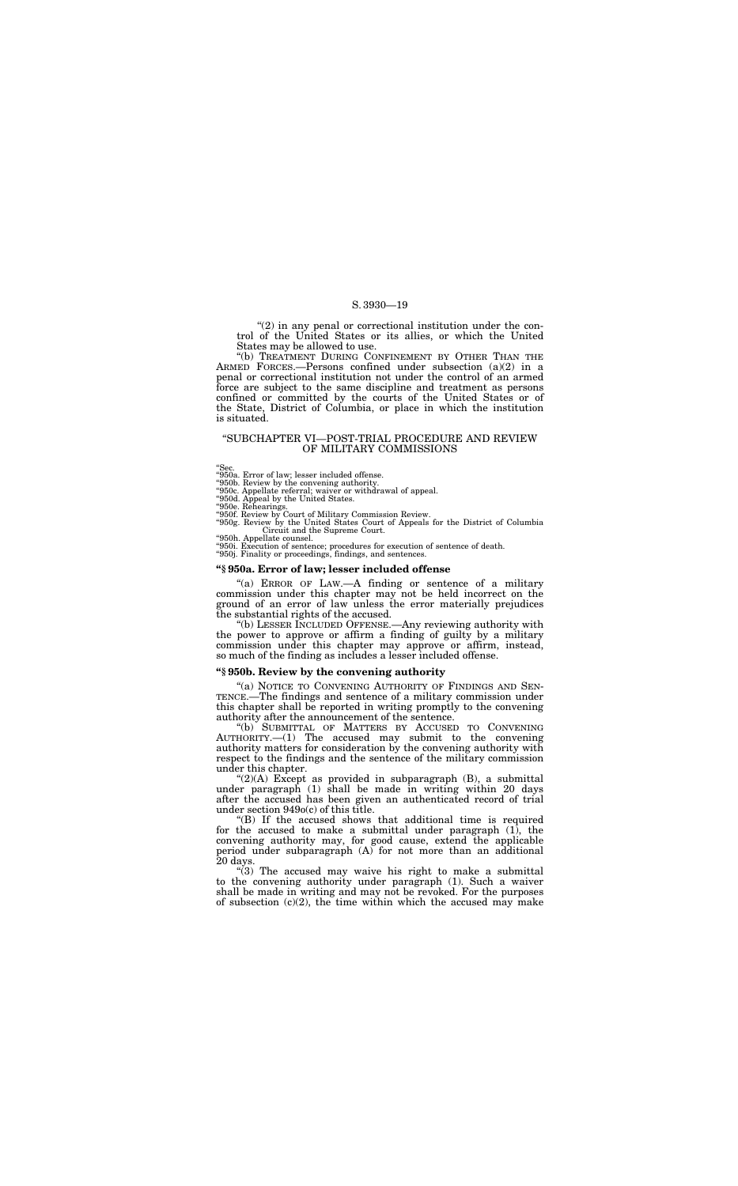"(2) in any penal or correctional institution under the control of the United States or its allies, or which the United States may be allowed to use.

"(b) TREATMENT DURING CONFINEMENT BY OTHER THAN THE ARMED FORCES.—Persons confined under subsection (a)(2) in a penal or correctional institution not under the control of an armed force are subject to the same discipline and treatment as persons confined or committed by the courts of the United States or of the State, District of Columbia, or place in which the institution is situated.

## "SUBCHAPTER VI—POST-TRIAL PROCEDURE AND REVIEW OF MILITARY COMMISSIONS

"Sec.
"950a. Error of law; lesser included offense.
"950b. Review by the convening authority.
"950c. Appellate referral; waiver or withdrawal of appeal.
"950d. Appeal by the United States.
"950e. Rehearings.
"950f. Review by Court of Military Commission Review.
"950g. Review by the United States Court of Appeals for the District of Columbia Circuit and the Supreme Court.
"950h. Appellate counsel.
"950i. Execution of sentence; procedures for execution of sentence of death.
"950j. Finality or proceedings, findings, and sentences.

### "§ 950a. Error of law; lesser included offense

"(a) ERROR OF LAW.—A finding or sentence of a military commission under this chapter may not be held incorrect on the ground of an error of law unless the error materially prejudices the substantial rights of the accused.

"(b) LESSER INCLUDED OFFENSE.—Any reviewing authority with the power to approve or affirm a finding of guilty by a military commission under this chapter may approve or affirm, instead, so much of the finding as includes a lesser included offense.

### "§ 950b. Review by the convening authority

"(a) NOTICE TO CONVENING AUTHORITY OF FINDINGS AND SENTENCE.—The findings and sentence of a military commission under this chapter shall be reported in writing promptly to the convening authority after the announcement of the sentence.

"(b) SUBMITTAL OF MATTERS BY ACCUSED TO CONVENING AUTHORITY.—(1) The accused may submit to the convening authority matters for consideration by the convening authority with respect to the findings and the sentence of the military commission under this chapter.

"(2)(A) Except as provided in subparagraph (B), a submittal under paragraph (1) shall be made in writing within 20 days after the accused has been given an authenticated record of trial under section 949o(c) of this title.

"(B) If the accused shows that additional time is required for the accused to make a submittal under paragraph (1), the convening authority may, for good cause, extend the applicable period under subparagraph (A) for not more than an additional 20 days.

"(3) The accused may waive his right to make a submittal to the convening authority under paragraph (1). Such a waiver shall be made in writing and may not be revoked. For the purposes of subsection (c)(2), the time within which the accused may make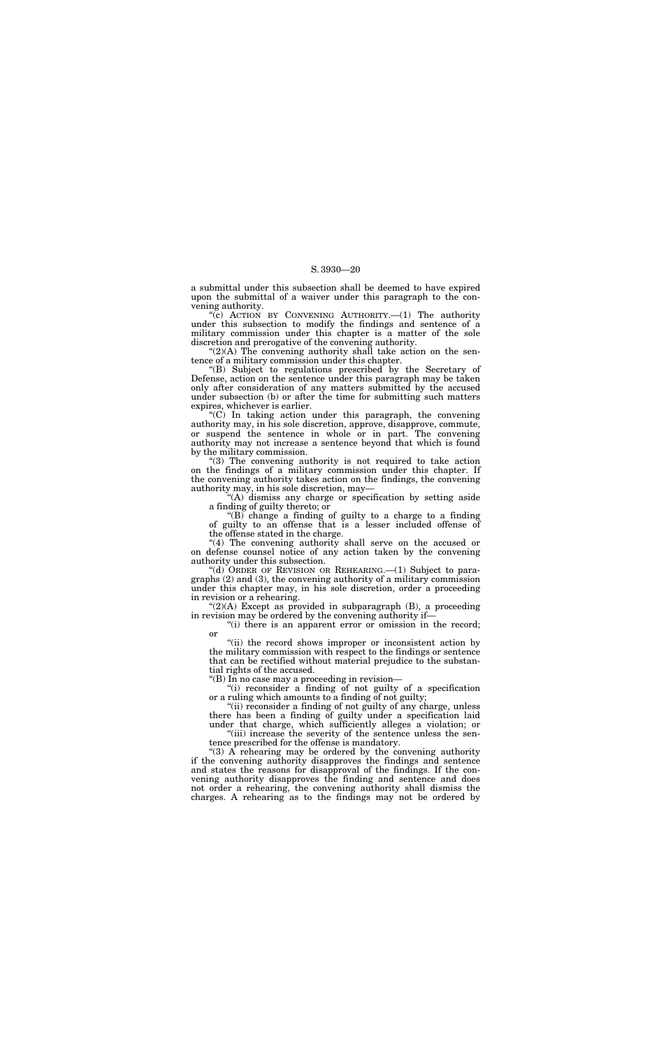a submittal under this subsection shall be deemed to have expired upon the submittal of a waiver under this paragraph to the convening authority.

"(c) ACTION BY CONVENING AUTHORITY.—(1) The authority under this subsection to modify the findings and sentence of a military commission under this chapter is a matter of the sole discretion and prerogative of the convening authority.

"(2)(A) The convening authority shall take action on the sentence of a military commission under this chapter.

"(B) Subject to regulations prescribed by the Secretary of Defense, action on the sentence under this paragraph may be taken only after consideration of any matters submitted by the accused under subsection (b) or after the time for submitting such matters expires, whichever is earlier.

"(C) In taking action under this paragraph, the convening authority may, in his sole discretion, approve, disapprove, commute, or suspend the sentence in whole or in part. The convening authority may not increase a sentence beyond that which is found by the military commission.

"(3) The convening authority is not required to take action on the findings of a military commission under this chapter. If the convening authority takes action on the findings, the convening authority may, in his sole discretion, may—

"(A) dismiss any charge or specification by setting aside a finding of guilty thereto; or

"(B) change a finding of guilty to a charge to a finding of guilty to an offense that is a lesser included offense of the offense stated in the charge.

"(4) The convening authority shall serve on the accused or on defense counsel notice of any action taken by the convening authority under this subsection.

"(d) ORDER OF REVISION OR REHEARING.—(1) Subject to paragraphs (2) and (3), the convening authority of a military commission under this chapter may, in his sole discretion, order a proceeding in revision or a rehearing.

"(2)(A) Except as provided in subparagraph (B), a proceeding in revision may be ordered by the convening authority if—

"(i) there is an apparent error or omission in the record; or

"(ii) the record shows improper or inconsistent action by the military commission with respect to the findings or sentence that can be rectified without material prejudice to the substantial rights of the accused.

"(B) In no case may a proceeding in revision—

"(i) reconsider a finding of not guilty of a specification or a ruling which amounts to a finding of not guilty;

"(ii) reconsider a finding of not guilty of any charge, unless there has been a finding of guilty under a specification laid under that charge, which sufficiently alleges a violation; or

"(iii) increase the severity of the sentence unless the sentence prescribed for the offense is mandatory.

"(3) A rehearing may be ordered by the convening authority if the convening authority disapproves the findings and sentence and states the reasons for disapproval of the findings. If the convening authority disapproves the finding and sentence and does not order a rehearing, the convening authority shall dismiss the charges. A rehearing as to the findings may not be ordered by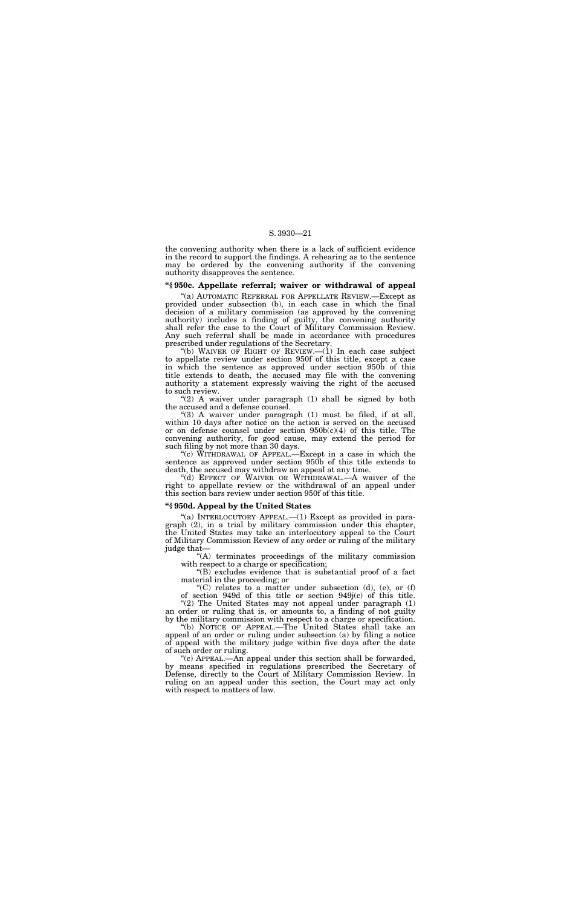the convening authority when there is a lack of sufficient evidence in the record to support the findings. A rehearing as to the sentence may be ordered by the convening authority if the convening authority disapproves the sentence.

### "§ 950c. Appellate referral; waiver or withdrawal of appeal

"(a) AUTOMATIC REFERRAL FOR APPELLATE REVIEW.—Except as provided under subsection (b), in each case in which the final decision of a military commission (as approved by the convening authority) includes a finding of guilty, the convening authority shall refer the case to the Court of Military Commission Review. Any such referral shall be made in accordance with procedures prescribed under regulations of the Secretary.

"(b) WAIVER OF RIGHT OF REVIEW.—(1) In each case subject to appellate review under section 950f of this title, except a case in which the sentence as approved under section 950b of this title extends to death, the accused may file with the convening authority a statement expressly waiving the right of the accused to such review.

"(2) A waiver under paragraph (1) shall be signed by both the accused and a defense counsel.

"(3) A waiver under paragraph (1) must be filed, if at all, within 10 days after notice on the action is served on the accused or on defense counsel under section 950b(c)(4) of this title. The convening authority, for good cause, may extend the period for such filing by not more than 30 days.

"(c) WITHDRAWAL OF APPEAL.—Except in a case in which the sentence as approved under section 950b of this title extends to death, the accused may withdraw an appeal at any time.

"(d) EFFECT OF WAIVER OR WITHDRAWAL.—A waiver of the right to appellate review or the withdrawal of an appeal under this section bars review under section 950f of this title.

### "§ 950d. Appeal by the United States

"(a) INTERLOCUTORY APPEAL.—(1) Except as provided in paragraph (2), in a trial by military commission under this chapter, the United States may take an interlocutory appeal to the Court of Military Commission Review of any order or ruling of the military judge that—

"(A) terminates proceedings of the military commission with respect to a charge or specification;

"(B) excludes evidence that is substantial proof of a fact material in the proceeding; or

"(C) relates to a matter under subsection (d), (e), or (f) of section 949d of this title or section 949j(c) of this title.

"(2) The United States may not appeal under paragraph (1) an order or ruling that is, or amounts to, a finding of not guilty by the military commission with respect to a charge or specification.

"(b) NOTICE OF APPEAL.—The United States shall take an appeal of an order or ruling under subsection (a) by filing a notice of appeal with the military judge within five days after the date of such order or ruling.

"(c) APPEAL.—An appeal under this section shall be forwarded, by means specified in regulations prescribed the Secretary of Defense, directly to the Court of Military Commission Review. In ruling on an appeal under this section, the Court may act only with respect to matters of law.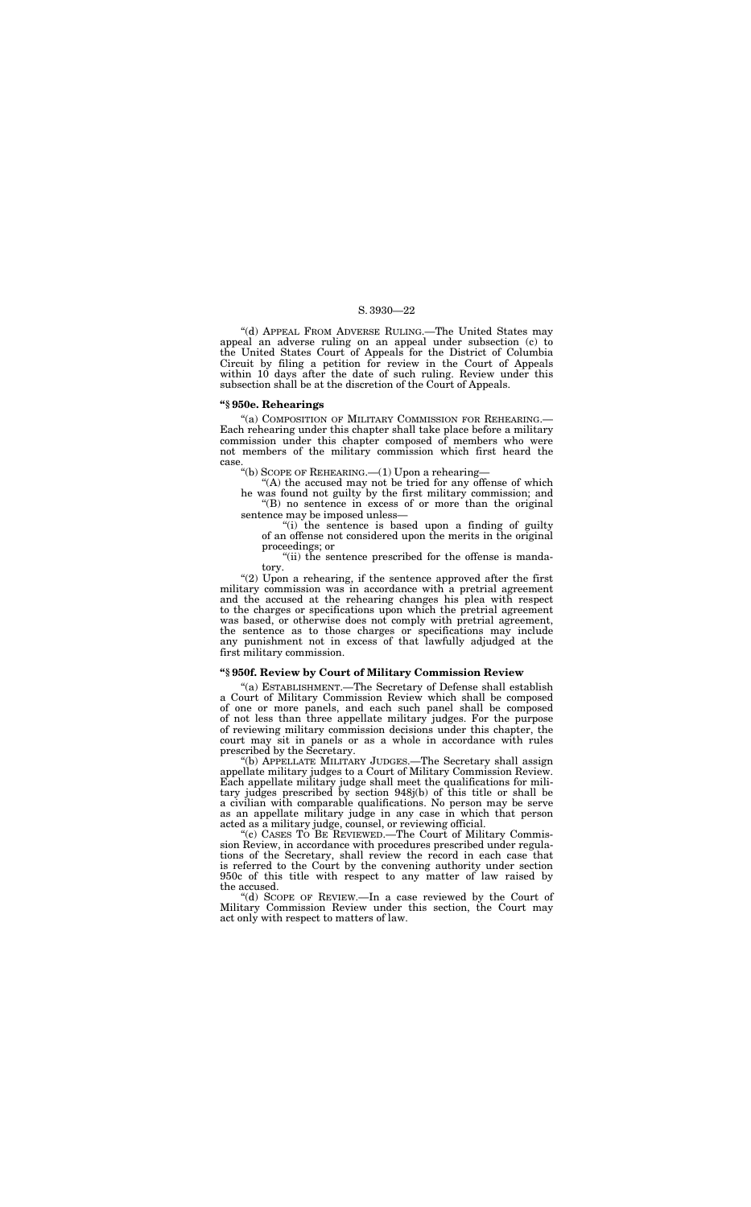"(d) APPEAL FROM ADVERSE RULING.—The United States may appeal an adverse ruling on an appeal under subsection (c) to the United States Court of Appeals for the District of Columbia Circuit by filing a petition for review in the Court of Appeals within 10 days after the date of such ruling. Review under this subsection shall be at the discretion of the Court of Appeals.

### "§ 950e. Rehearings

"(a) COMPOSITION OF MILITARY COMMISSION FOR REHEARING.—Each rehearing under this chapter shall take place before a military commission under this chapter composed of members who were not members of the military commission which first heard the case.

"(b) SCOPE OF REHEARING.—(1) Upon a rehearing—

"(A) the accused may not be tried for any offense of which he was found not guilty by the first military commission; and

"(B) no sentence in excess of or more than the original sentence may be imposed unless—

"(i) the sentence is based upon a finding of guilty of an offense not considered upon the merits in the original proceedings; or

"(ii) the sentence prescribed for the offense is mandatory.

"(2) Upon a rehearing, if the sentence approved after the first military commission was in accordance with a pretrial agreement and the accused at the rehearing changes his plea with respect to the charges or specifications upon which the pretrial agreement was based, or otherwise does not comply with pretrial agreement, the sentence as to those charges or specifications may include any punishment not in excess of that lawfully adjudged at the first military commission.

### "§ 950f. Review by Court of Military Commission Review

"(a) ESTABLISHMENT.—The Secretary of Defense shall establish a Court of Military Commission Review which shall be composed of one or more panels, and each such panel shall be composed of not less than three appellate military judges. For the purpose of reviewing military commission decisions under this chapter, the court may sit in panels or as a whole in accordance with rules prescribed by the Secretary.

"(b) APPELLATE MILITARY JUDGES.—The Secretary shall assign appellate military judges to a Court of Military Commission Review. Each appellate military judge shall meet the qualifications for military judges prescribed by section 948j(b) of this title or shall be a civilian with comparable qualifications. No person may be serve as an appellate military judge in any case in which that person acted as a military judge, counsel, or reviewing official.

"(c) CASES TO BE REVIEWED.—The Court of Military Commission Review, in accordance with procedures prescribed under regulations of the Secretary, shall review the record in each case that is referred to the Court by the convening authority under section 950c of this title with respect to any matter of law raised by the accused.

"(d) SCOPE OF REVIEW.—In a case reviewed by the Court of Military Commission Review under this section, the Court may act only with respect to matters of law.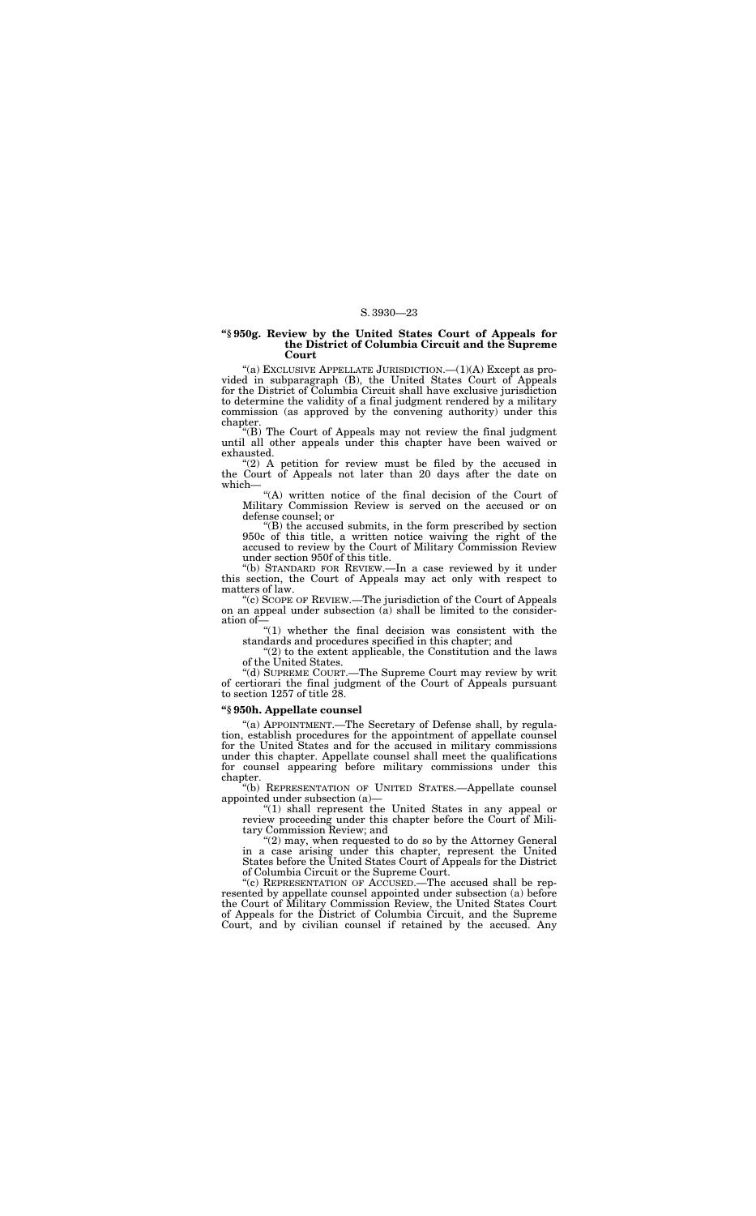### "§ 950g. Review by the United States Court of Appeals for the District of Columbia Circuit and the Supreme Court

"(a) EXCLUSIVE APPELLATE JURISDICTION.—(1)(A) Except as provided in subparagraph (B), the United States Court of Appeals for the District of Columbia Circuit shall have exclusive jurisdiction to determine the validity of a final judgment rendered by a military commission (as approved by the convening authority) under this chapter.

"(B) The Court of Appeals may not review the final judgment until all other appeals under this chapter have been waived or exhausted.

"(2) A petition for review must be filed by the accused in the Court of Appeals not later than 20 days after the date on which—

"(A) written notice of the final decision of the Court of Military Commission Review is served on the accused or on defense counsel; or

"(B) the accused submits, in the form prescribed by section 950c of this title, a written notice waiving the right of the accused to review by the Court of Military Commission Review under section 950f of this title.

"(b) STANDARD FOR REVIEW.—In a case reviewed by it under this section, the Court of Appeals may act only with respect to matters of law.

"(c) SCOPE OF REVIEW.—The jurisdiction of the Court of Appeals on an appeal under subsection (a) shall be limited to the consideration of—

"(1) whether the final decision was consistent with the standards and procedures specified in this chapter; and

"(2) to the extent applicable, the Constitution and the laws of the United States.

"(d) SUPREME COURT.—The Supreme Court may review by writ of certiorari the final judgment of the Court of Appeals pursuant to section 1257 of title 28.

### "§ 950h. Appellate counsel

"(a) APPOINTMENT.—The Secretary of Defense shall, by regulation, establish procedures for the appointment of appellate counsel for the United States and for the accused in military commissions under this chapter. Appellate counsel shall meet the qualifications for counsel appearing before military commissions under this chapter.

"(b) REPRESENTATION OF UNITED STATES.—Appellate counsel appointed under subsection (a)—

"(1) shall represent the United States in any appeal or review proceeding under this chapter before the Court of Military Commission Review; and

"(2) may, when requested to do so by the Attorney General in a case arising under this chapter, represent the United States before the United States Court of Appeals for the District of Columbia Circuit or the Supreme Court.

"(c) REPRESENTATION OF ACCUSED.—The accused shall be represented by appellate counsel appointed under subsection (a) before the Court of Military Commission Review, the United States Court of Appeals for the District of Columbia Circuit, and the Supreme Court, and by civilian counsel if retained by the accused. Any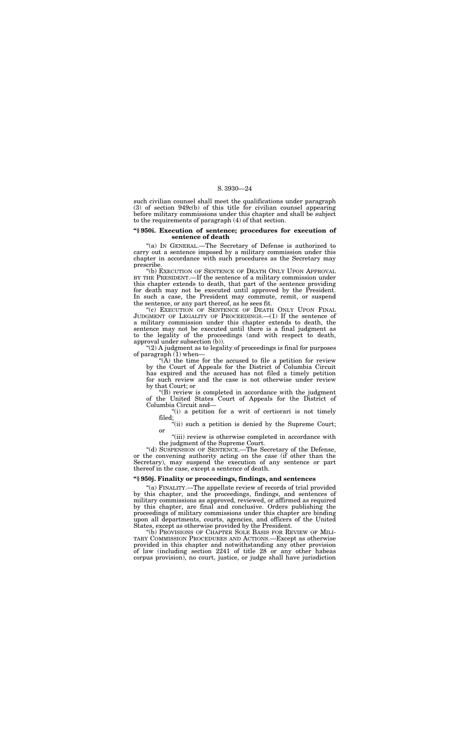such civilian counsel shall meet the qualifications under paragraph (3) of section 949c(b) of this title for civilian counsel appearing before military commissions under this chapter and shall be subject to the requirements of paragraph (4) of that section.

### "§ 950i. Execution of sentence; procedures for execution of sentence of death

"(a) IN GENERAL.—The Secretary of Defense is authorized to carry out a sentence imposed by a military commission under this chapter in accordance with such procedures as the Secretary may prescribe.

"(b) EXECUTION OF SENTENCE OF DEATH ONLY UPON APPROVAL BY THE PRESIDENT.—If the sentence of a military commission under this chapter extends to death, that part of the sentence providing for death may not be executed until approved by the President. In such a case, the President may commute, remit, or suspend the sentence, or any part thereof, as he sees fit.

"(c) EXECUTION OF SENTENCE OF DEATH ONLY UPON FINAL JUDGMENT OF LEGALITY OF PROCEEDINGS.—(1) If the sentence of a military commission under this chapter extends to death, the sentence may not be executed until there is a final judgment as to the legality of the proceedings (and with respect to death, approval under subsection (b)).

"(2) A judgment as to legality of proceedings is final for purposes of paragraph (1) when—

"(A) the time for the accused to file a petition for review by the Court of Appeals for the District of Columbia Circuit has expired and the accused has not filed a timely petition for such review and the case is not otherwise under review by that Court; or

"(B) review is completed in accordance with the judgment of the United States Court of Appeals for the District of Columbia Circuit and—

"(i) a petition for a writ of certiorari is not timely filed;

"(ii) such a petition is denied by the Supreme Court; or

"(iii) review is otherwise completed in accordance with the judgment of the Supreme Court.

"(d) SUSPENSION OF SENTENCE.—The Secretary of the Defense, or the convening authority acting on the case (if other than the Secretary), may suspend the execution of any sentence or part thereof in the case, except a sentence of death.

### "§ 950j. Finality or proceedings, findings, and sentences

"(a) FINALITY.—The appellate review of records of trial provided by this chapter, and the proceedings, findings, and sentences of military commissions as approved, reviewed, or affirmed as required by this chapter, are final and conclusive. Orders publishing the proceedings of military commissions under this chapter are binding upon all departments, courts, agencies, and officers of the United States, except as otherwise provided by the President.

"(b) PROVISIONS OF CHAPTER SOLE BASIS FOR REVIEW OF MILITARY COMMISSION PROCEDURES AND ACTIONS.—Except as otherwise provided in this chapter and notwithstanding any other provision of law (including section 2241 of title 28 or any other habeas corpus provision), no court, justice, or judge shall have jurisdiction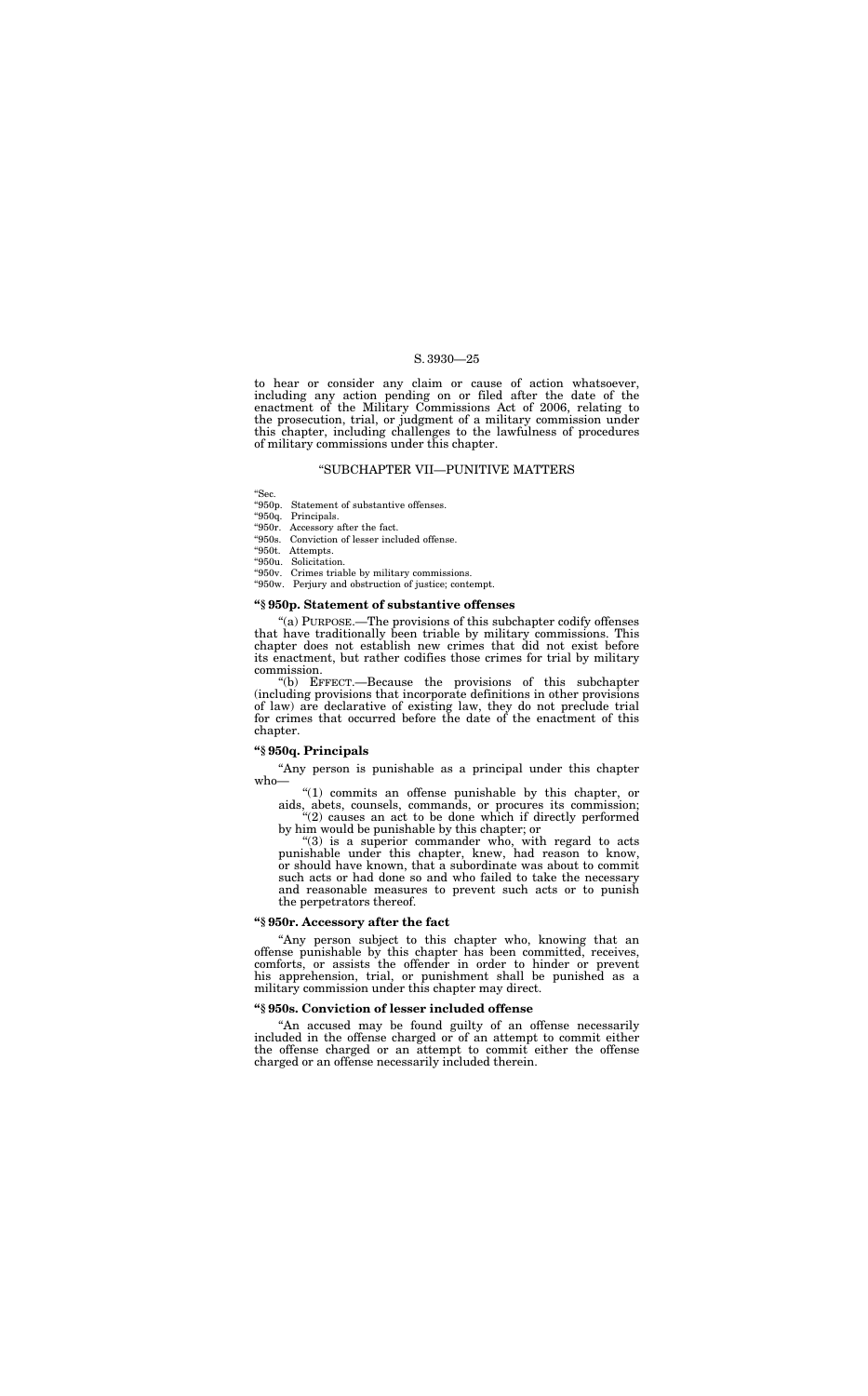to hear or consider any claim or cause of action whatsoever, including any action pending on or filed after the date of the enactment of the Military Commissions Act of 2006, relating to the prosecution, trial, or judgment of a military commission under this chapter, including challenges to the lawfulness of procedures of military commissions under this chapter.

## "SUBCHAPTER VII—PUNITIVE MATTERS

"Sec.
"950p. Statement of substantive offenses.
"950q. Principals.
"950r. Accessory after the fact.
"950s. Conviction of lesser included offense.
"950t. Attempts.
"950u. Solicitation.
"950v. Crimes triable by military commissions.
"950w. Perjury and obstruction of justice; contempt.

### "§ 950p. Statement of substantive offenses

"(a) PURPOSE.—The provisions of this subchapter codify offenses that have traditionally been triable by military commissions. This chapter does not establish new crimes that did not exist before its enactment, but rather codifies those crimes for trial by military commission.

"(b) EFFECT.—Because the provisions of this subchapter (including provisions that incorporate definitions in other provisions of law) are declarative of existing law, they do not preclude trial for crimes that occurred before the date of the enactment of this chapter.

### "§ 950q. Principals

"Any person is punishable as a principal under this chapter who—

"(1) commits an offense punishable by this chapter, or aids, abets, counsels, commands, or procures its commission;

"(2) causes an act to be done which if directly performed by him would be punishable by this chapter; or

"(3) is a superior commander who, with regard to acts punishable under this chapter, knew, had reason to know, or should have known, that a subordinate was about to commit such acts or had done so and who failed to take the necessary and reasonable measures to prevent such acts or to punish the perpetrators thereof.

### "§ 950r. Accessory after the fact

"Any person subject to this chapter who, knowing that an offense punishable by this chapter has been committed, receives, comforts, or assists the offender in order to hinder or prevent his apprehension, trial, or punishment shall be punished as a military commission under this chapter may direct.

### "§ 950s. Conviction of lesser included offense

"An accused may be found guilty of an offense necessarily included in the offense charged or of an attempt to commit either the offense charged or an attempt to commit either the offense charged or an offense necessarily included therein.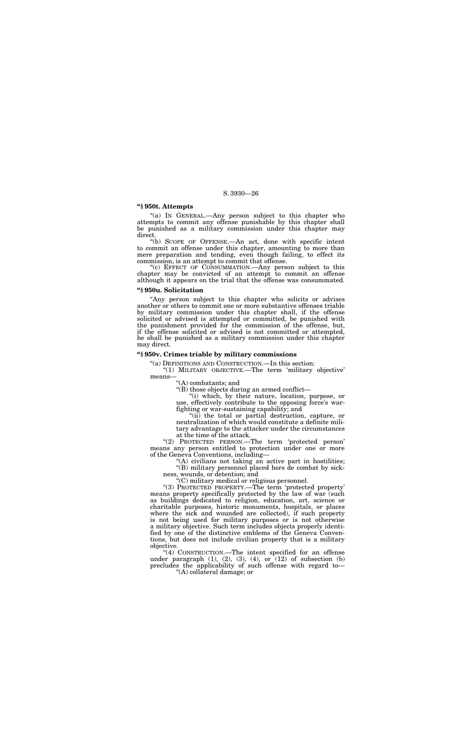### "§ 950t. Attempts

"(a) IN GENERAL.—Any person subject to this chapter who attempts to commit any offense punishable by this chapter shall be punished as a military commission under this chapter may direct.

"(b) SCOPE OF OFFENSE.—An act, done with specific intent to commit an offense under this chapter, amounting to more than mere preparation and tending, even though failing, to effect its commission, is an attempt to commit that offense.

"(c) EFFECT OF CONSUMMATION.—Any person subject to this chapter may be convicted of an attempt to commit an offense although it appears on the trial that the offense was consummated.

### "§ 950u. Solicitation

"Any person subject to this chapter who solicits or advises another or others to commit one or more substantive offenses triable by military commission under this chapter shall, if the offense solicited or advised is attempted or committed, be punished with the punishment provided for the commission of the offense, but, if the offense solicited or advised is not committed or attempted, he shall be punished as a military commission under this chapter may direct.

### "§ 950v. Crimes triable by military commissions

"(a) DEFINITIONS AND CONSTRUCTION.—In this section:

"(1) MILITARY OBJECTIVE.—The term 'military objective' means—

"(A) combatants; and

"(B) those objects during an armed conflict—

"(i) which, by their nature, location, purpose, or use, effectively contribute to the opposing force's war-fighting or war-sustaining capability; and

"(ii) the total or partial destruction, capture, or neutralization of which would constitute a definite military advantage to the attacker under the circumstances at the time of the attack.

"(2) PROTECTED PERSON.—The term 'protected person' means any person entitled to protection under one or more of the Geneva Conventions, including—

"(A) civilians not taking an active part in hostilities;

"(B) military personnel placed hors de combat by sickness, wounds, or detention; and

"(C) military medical or religious personnel.

"(3) PROTECTED PROPERTY.—The term 'protected property' means property specifically protected by the law of war (such as buildings dedicated to religion, education, art, science or charitable purposes, historic monuments, hospitals, or places where the sick and wounded are collected), if such property is not being used for military purposes or is not otherwise a military objective. Such term includes objects properly identified by one of the distinctive emblems of the Geneva Conventions, but does not include civilian property that is a military objective.

"(4) CONSTRUCTION.—The intent specified for an offense under paragraph (1), (2), (3), (4), or (12) of subsection (b) precludes the applicability of such offense with regard to—

"(A) collateral damage; or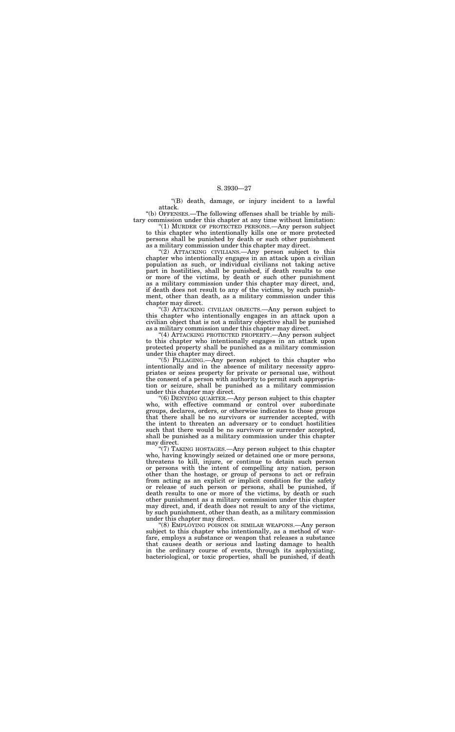"(B) death, damage, or injury incident to a lawful attack.

"(b) OFFENSES.—The following offenses shall be triable by military commission under this chapter at any time without limitation:

"(1) MURDER OF PROTECTED PERSONS.—Any person subject to this chapter who intentionally kills one or more protected persons shall be punished by death or such other punishment as a military commission under this chapter may direct.

"(2) ATTACKING CIVILIANS.—Any person subject to this chapter who intentionally engages in an attack upon a civilian population as such, or individual civilians not taking active part in hostilities, shall be punished, if death results to one or more of the victims, by death or such other punishment as a military commission under this chapter may direct, and, if death does not result to any of the victims, by such punishment, other than death, as a military commission under this chapter may direct.

"(3) ATTACKING CIVILIAN OBJECTS.—Any person subject to this chapter who intentionally engages in an attack upon a civilian object that is not a military objective shall be punished as a military commission under this chapter may direct.

"(4) ATTACKING PROTECTED PROPERTY.—Any person subject to this chapter who intentionally engages in an attack upon protected property shall be punished as a military commission under this chapter may direct.

"(5) PILLAGING.—Any person subject to this chapter who intentionally and in the absence of military necessity appropriates or seizes property for private or personal use, without the consent of a person with authority to permit such appropriation or seizure, shall be punished as a military commission under this chapter may direct.

"(6) DENYING QUARTER.—Any person subject to this chapter who, with effective command or control over subordinate groups, declares, orders, or otherwise indicates to those groups that there shall be no survivors or surrender accepted, with the intent to threaten an adversary or to conduct hostilities such that there would be no survivors or surrender accepted, shall be punished as a military commission under this chapter may direct.

"(7) TAKING HOSTAGES.—Any person subject to this chapter who, having knowingly seized or detained one or more persons, threatens to kill, injure, or continue to detain such person or persons with the intent of compelling any nation, person other than the hostage, or group of persons to act or refrain from acting as an explicit or implicit condition for the safety or release of such person or persons, shall be punished, if death results to one or more of the victims, by death or such other punishment as a military commission under this chapter may direct, and, if death does not result to any of the victims, by such punishment, other than death, as a military commission under this chapter may direct.

"(8) EMPLOYING POISON OR SIMILAR WEAPONS.—Any person subject to this chapter who intentionally, as a method of warfare, employs a substance or weapon that releases a substance that causes death or serious and lasting damage to health in the ordinary course of events, through its asphyxiating, bacteriological, or toxic properties, shall be punished, if death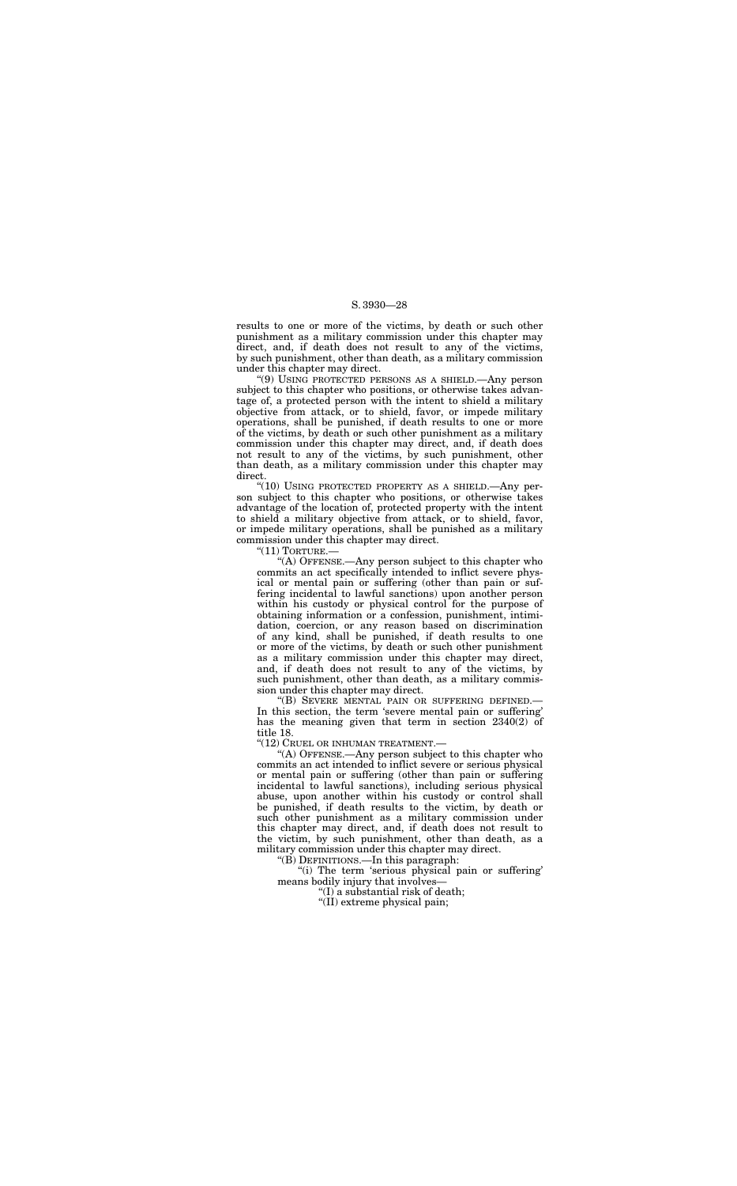results to one or more of the victims, by death or such other punishment as a military commission under this chapter may direct, and, if death does not result to any of the victims, by such punishment, other than death, as a military commission under this chapter may direct.

"(9) USING PROTECTED PERSONS AS A SHIELD.—Any person subject to this chapter who positions, or otherwise takes advantage of, a protected person with the intent to shield a military objective from attack, or to shield, favor, or impede military operations, shall be punished, if death results to one or more of the victims, by death or such other punishment as a military commission under this chapter may direct, and, if death does not result to any of the victims, by such punishment, other than death, as a military commission under this chapter may direct.

"(10) USING PROTECTED PROPERTY AS A SHIELD.—Any person subject to this chapter who positions, or otherwise takes advantage of the location of, protected property with the intent to shield a military objective from attack, or to shield, favor, or impede military operations, shall be punished as a military commission under this chapter may direct.

"(11) TORTURE.—

"(A) OFFENSE.—Any person subject to this chapter who commits an act specifically intended to inflict severe physical or mental pain or suffering (other than pain or suffering incidental to lawful sanctions) upon another person within his custody or physical control for the purpose of obtaining information or a confession, punishment, intimidation, coercion, or any reason based on discrimination of any kind, shall be punished, if death results to one or more of the victims, by death or such other punishment as a military commission under this chapter may direct, and, if death does not result to any of the victims, by such punishment, other than death, as a military commission under this chapter may direct.

"(B) SEVERE MENTAL PAIN OR SUFFERING DEFINED.—In this section, the term 'severe mental pain or suffering' has the meaning given that term in section 2340(2) of title 18.

"(12) CRUEL OR INHUMAN TREATMENT.—

"(A) OFFENSE.—Any person subject to this chapter who commits an act intended to inflict severe or serious physical or mental pain or suffering (other than pain or suffering incidental to lawful sanctions), including serious physical abuse, upon another within his custody or control shall be punished, if death results to the victim, by death or such other punishment as a military commission under this chapter may direct, and, if death does not result to the victim, by such punishment, other than death, as a military commission under this chapter may direct.

"(B) DEFINITIONS.—In this paragraph:

"(i) The term 'serious physical pain or suffering' means bodily injury that involves—

"(I) a substantial risk of death;

"(II) extreme physical pain;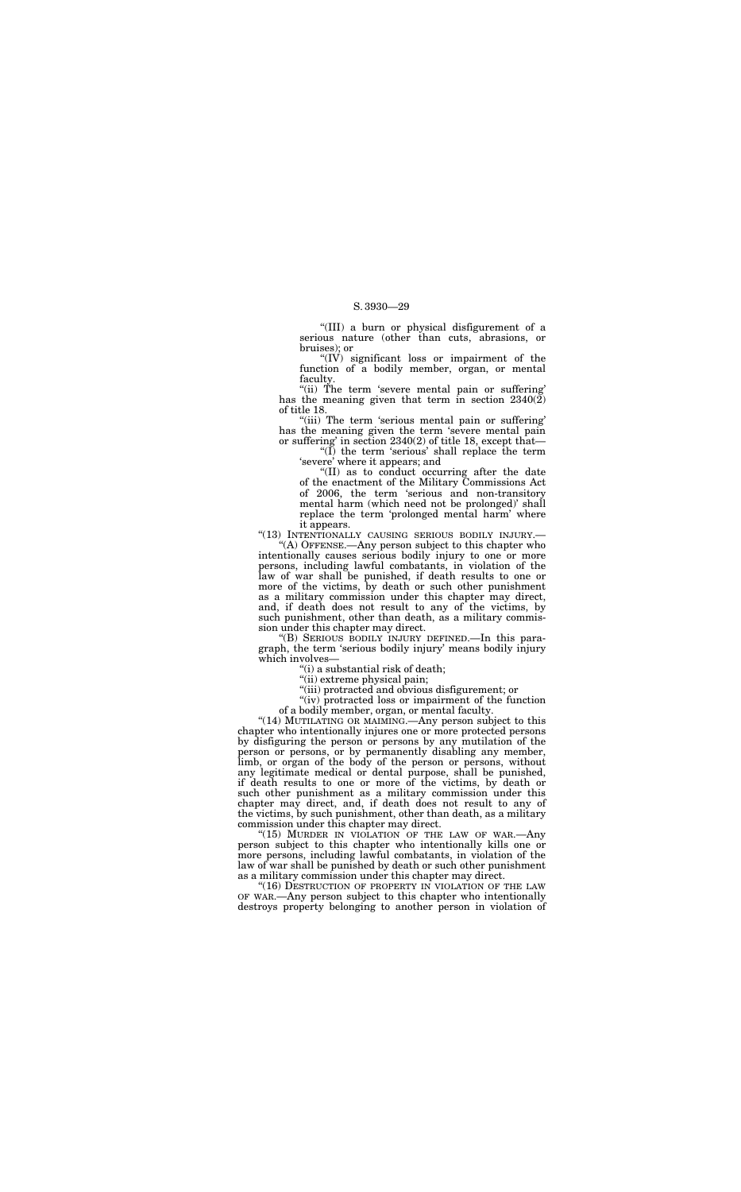"(III) a burn or physical disfigurement of a serious nature (other than cuts, abrasions, or bruises); or

"(IV) significant loss or impairment of the function of a bodily member, organ, or mental faculty.

"(ii) The term 'severe mental pain or suffering' has the meaning given that term in section 2340(2) of title 18.

"(iii) The term 'serious mental pain or suffering' has the meaning given the term 'severe mental pain or suffering' in section 2340(2) of title 18, except that—

"(I) the term 'serious' shall replace the term 'severe' where it appears; and

"(II) as to conduct occurring after the date of the enactment of the Military Commissions Act of 2006, the term 'serious and non-transitory mental harm (which need not be prolonged)' shall replace the term 'prolonged mental harm' where it appears.

"(13) INTENTIONALLY CAUSING SERIOUS BODILY INJURY.—

"(A) OFFENSE.—Any person subject to this chapter who intentionally causes serious bodily injury to one or more persons, including lawful combatants, in violation of the law of war shall be punished, if death results to one or more of the victims, by death or such other punishment as a military commission under this chapter may direct, and, if death does not result to any of the victims, by such punishment, other than death, as a military commission under this chapter may direct.

"(B) SERIOUS BODILY INJURY DEFINED.—In this paragraph, the term 'serious bodily injury' means bodily injury which involves—

"(i) a substantial risk of death;

"(ii) extreme physical pain;

"(iii) protracted and obvious disfigurement; or

"(iv) protracted loss or impairment of the function of a bodily member, organ, or mental faculty.

"(14) MUTILATING OR MAIMING.—Any person subject to this chapter who intentionally injures one or more protected persons by disfiguring the person or persons by any mutilation of the person or persons, or by permanently disabling any member, limb, or organ of the body of the person or persons, without any legitimate medical or dental purpose, shall be punished, if death results to one or more of the victims, by death or such other punishment as a military commission under this chapter may direct, and, if death does not result to any of the victims, by such punishment, other than death, as a military commission under this chapter may direct.

"(15) MURDER IN VIOLATION OF THE LAW OF WAR.—Any person subject to this chapter who intentionally kills one or more persons, including lawful combatants, in violation of the law of war shall be punished by death or such other punishment as a military commission under this chapter may direct.

"(16) DESTRUCTION OF PROPERTY IN VIOLATION OF THE LAW OF WAR.—Any person subject to this chapter who intentionally destroys property belonging to another person in violation of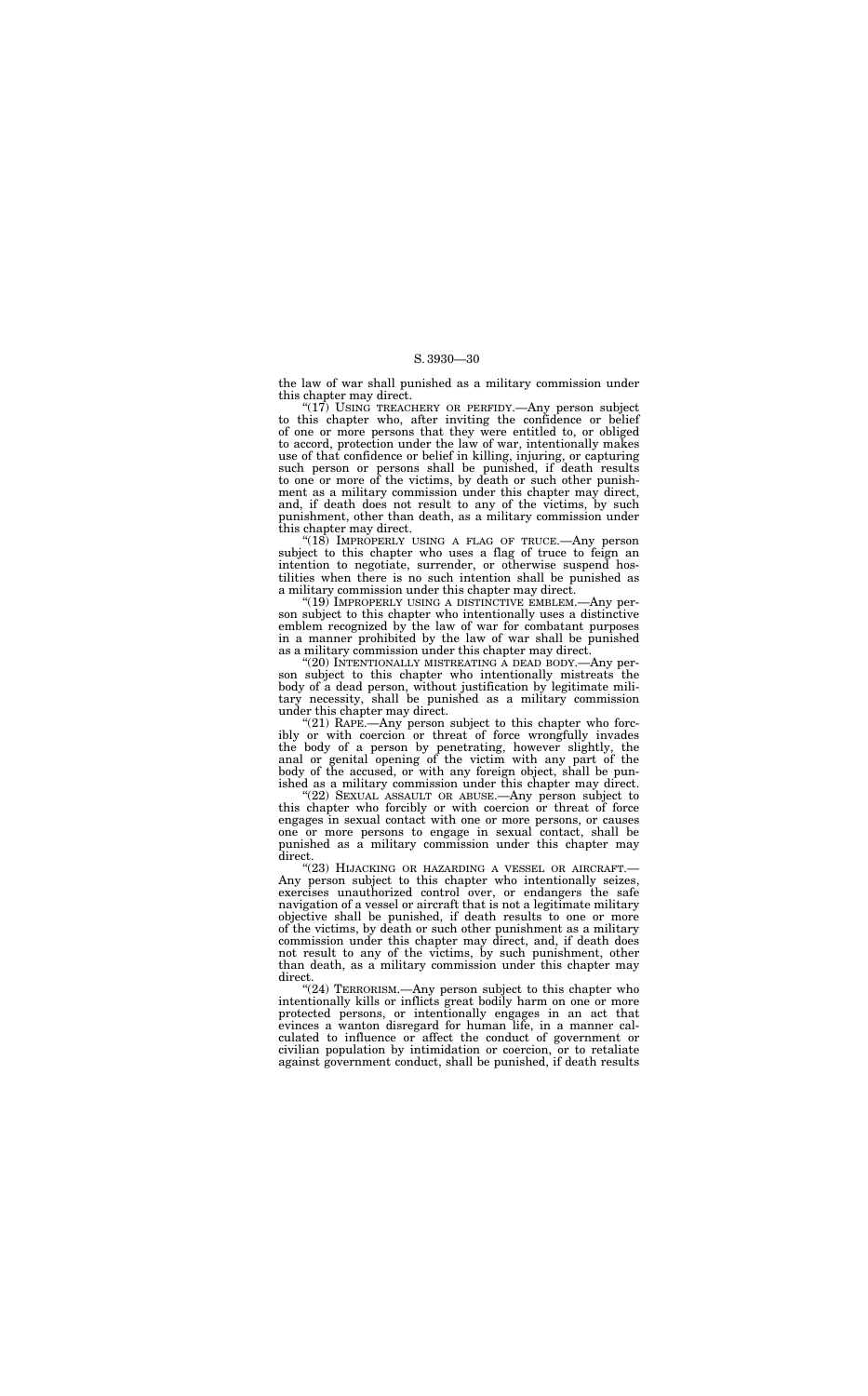the law of war shall punished as a military commission under this chapter may direct.

"(17) USING TREACHERY OR PERFIDY.—Any person subject to this chapter who, after inviting the confidence or belief of one or more persons that they were entitled to, or obliged to accord, protection under the law of war, intentionally makes use of that confidence or belief in killing, injuring, or capturing such person or persons shall be punished, if death results to one or more of the victims, by death or such other punishment as a military commission under this chapter may direct, and, if death does not result to any of the victims, by such punishment, other than death, as a military commission under this chapter may direct.

"(18) IMPROPERLY USING A FLAG OF TRUCE.—Any person subject to this chapter who uses a flag of truce to feign an intention to negotiate, surrender, or otherwise suspend hostilities when there is no such intention shall be punished as a military commission under this chapter may direct.

"(19) IMPROPERLY USING A DISTINCTIVE EMBLEM.—Any person subject to this chapter who intentionally uses a distinctive emblem recognized by the law of war for combatant purposes in a manner prohibited by the law of war shall be punished as a military commission under this chapter may direct.

"(20) INTENTIONALLY MISTREATING A DEAD BODY.—Any person subject to this chapter who intentionally mistreats the body of a dead person, without justification by legitimate military necessity, shall be punished as a military commission under this chapter may direct.

"(21) RAPE.—Any person subject to this chapter who forcibly or with coercion or threat of force wrongfully invades the body of a person by penetrating, however slightly, the anal or genital opening of the victim with any part of the body of the accused, or with any foreign object, shall be punished as a military commission under this chapter may direct.

"(22) SEXUAL ASSAULT OR ABUSE.—Any person subject to this chapter who forcibly or with coercion or threat of force engages in sexual contact with one or more persons, or causes one or more persons to engage in sexual contact, shall be punished as a military commission under this chapter may direct.

"(23) HIJACKING OR HAZARDING A VESSEL OR AIRCRAFT.—Any person subject to this chapter who intentionally seizes, exercises unauthorized control over, or endangers the safe navigation of a vessel or aircraft that is not a legitimate military objective shall be punished, if death results to one or more of the victims, by death or such other punishment as a military commission under this chapter may direct, and, if death does not result to any of the victims, by such punishment, other than death, as a military commission under this chapter may direct.

"(24) TERRORISM.—Any person subject to this chapter who intentionally kills or inflicts great bodily harm on one or more protected persons, or intentionally engages in an act that evinces a wanton disregard for human life, in a manner calculated to influence or affect the conduct of government or civilian population by intimidation or coercion, or to retaliate against government conduct, shall be punished, if death results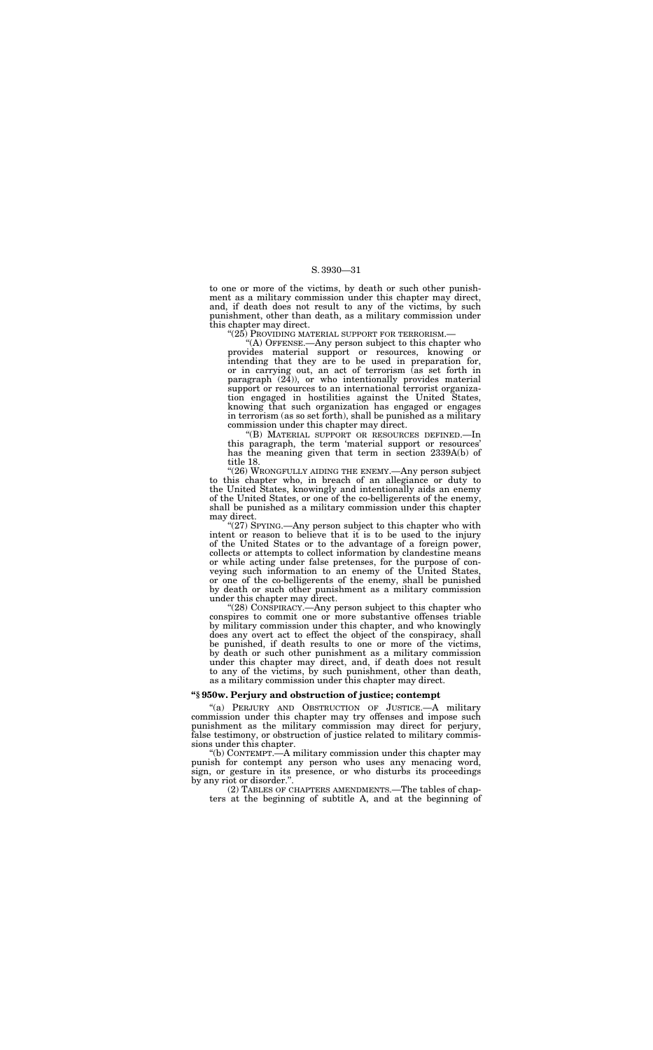to one or more of the victims, by death or such other punishment as a military commission under this chapter may direct, and, if death does not result to any of the victims, by such punishment, other than death, as a military commission under this chapter may direct.

"(25) PROVIDING MATERIAL SUPPORT FOR TERRORISM.—

"(A) OFFENSE.—Any person subject to this chapter who provides material support or resources, knowing or intending that they are to be used in preparation for, or in carrying out, an act of terrorism (as set forth in paragraph (24)), or who intentionally provides material support or resources to an international terrorist organization engaged in hostilities against the United States, knowing that such organization has engaged or engages in terrorism (as so set forth), shall be punished as a military commission under this chapter may direct.

"(B) MATERIAL SUPPORT OR RESOURCES DEFINED.—In this paragraph, the term 'material support or resources' has the meaning given that term in section 2339A(b) of title 18.

"(26) WRONGFULLY AIDING THE ENEMY.—Any person subject to this chapter who, in breach of an allegiance or duty to the United States, knowingly and intentionally aids an enemy of the United States, or one of the co-belligerents of the enemy, shall be punished as a military commission under this chapter may direct.

"(27) SPYING.—Any person subject to this chapter who with intent or reason to believe that it is to be used to the injury of the United States or to the advantage of a foreign power, collects or attempts to collect information by clandestine means or while acting under false pretenses, for the purpose of conveying such information to an enemy of the United States, or one of the co-belligerents of the enemy, shall be punished by death or such other punishment as a military commission under this chapter may direct.

"(28) CONSPIRACY.—Any person subject to this chapter who conspires to commit one or more substantive offenses triable by military commission under this chapter, and who knowingly does any overt act to effect the object of the conspiracy, shall be punished, if death results to one or more of the victims, by death or such other punishment as a military commission under this chapter may direct, and, if death does not result to any of the victims, by such punishment, other than death, as a military commission under this chapter may direct.

**"§ 950w. Perjury and obstruction of justice; contempt**

"(a) PERJURY AND OBSTRUCTION OF JUSTICE.—A military commission under this chapter may try offenses and impose such punishment as the military commission may direct for perjury, false testimony, or obstruction of justice related to military commissions under this chapter.

"(b) CONTEMPT.—A military commission under this chapter may punish for contempt any person who uses any menacing word, sign, or gesture in its presence, or who disturbs its proceedings by any riot or disorder.".

(2) TABLES OF CHAPTERS AMENDMENTS.—The tables of chapters at the beginning of subtitle A, and at the beginning of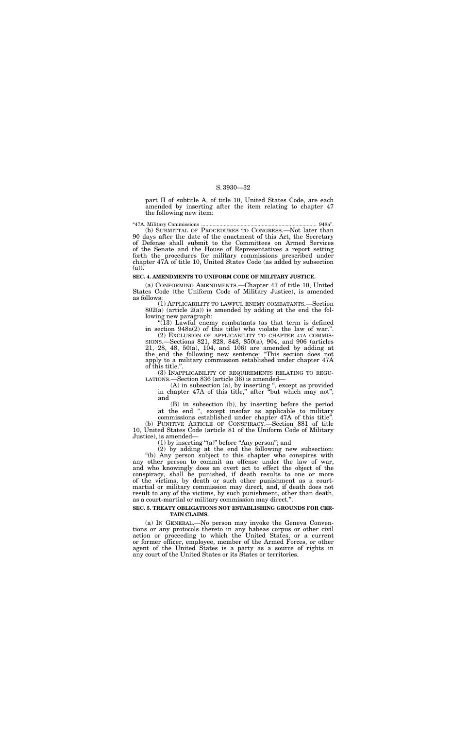part II of subtitle A, of title 10, United States Code, are each amended by inserting after the item relating to chapter 47 the following new item:

"47A. Military Commissions ........................................................................................ 948a".

(b) SUBMITTAL OF PROCEDURES TO CONGRESS.—Not later than 90 days after the date of the enactment of this Act, the Secretary of Defense shall submit to the Committees on Armed Services of the Senate and the House of Representatives a report setting forth the procedures for military commissions prescribed under chapter 47A of title 10, United States Code (as added by subsection (a)).

**SEC. 4. AMENDMENTS TO UNIFORM CODE OF MILITARY JUSTICE.**

(a) CONFORMING AMENDMENTS.—Chapter 47 of title 10, United States Code (the Uniform Code of Military Justice), is amended as follows:

(1) APPLICABILITY TO LAWFUL ENEMY COMBATANTS.—Section 802(a) (article 2(a)) is amended by adding at the end the following new paragraph:

"(13) Lawful enemy combatants (as that term is defined in section 948a(2) of this title) who violate the law of war.".

(2) EXCLUSION OF APPLICABILITY TO CHAPTER 47A COMMISSIONS.—Sections 821, 828, 848, 850(a), 904, and 906 (articles 21, 28, 48, 50(a), 104, and 106) are amended by adding at the end the following new sentence: "This section does not apply to a military commission established under chapter 47A of this title.".

(3) INAPPLICABILITY OF REQUIREMENTS RELATING TO REGULATIONS.—Section 836 (article 36) is amended—

(A) in subsection (a), by inserting ", except as provided in chapter 47A of this title," after "but which may not"; and

(B) in subsection (b), by inserting before the period at the end ", except insofar as applicable to military commissions established under chapter 47A of this title".

(b) PUNITIVE ARTICLE OF CONSPIRACY.—Section 881 of title 10, United States Code (article 81 of the Uniform Code of Military Justice), is amended—

(1) by inserting "(a)" before "Any person"; and

(2) by adding at the end the following new subsection:

"(b) Any person subject to this chapter who conspires with any other person to commit an offense under the law of war, and who knowingly does an overt act to effect the object of the conspiracy, shall be punished, if death results to one or more of the victims, by death or such other punishment as a court-martial or military commission may direct, and, if death does not result to any of the victims, by such punishment, other than death, as a court-martial or military commission may direct.".

**SEC. 5. TREATY OBLIGATIONS NOT ESTABLISHING GROUNDS FOR CERTAIN CLAIMS.**

(a) IN GENERAL.—No person may invoke the Geneva Conventions or any protocols thereto in any habeas corpus or other civil action or proceeding to which the United States, or a current or former officer, employee, member of the Armed Forces, or other agent of the United States is a party as a source of rights in any court of the United States or its States or territories.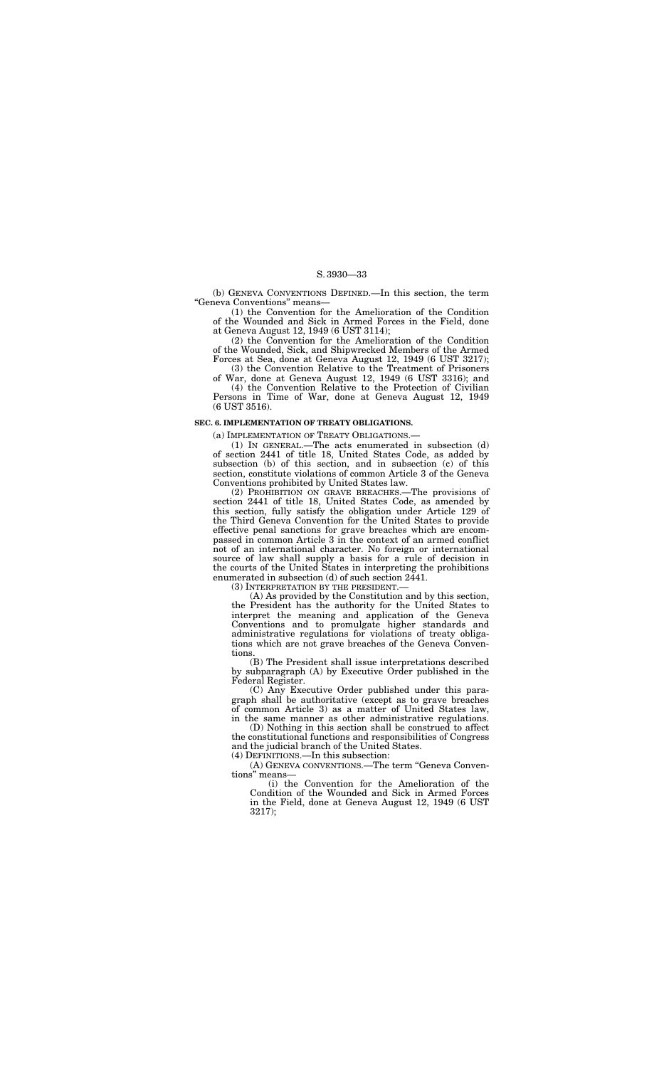(b) GENEVA CONVENTIONS DEFINED.—In this section, the term "Geneva Conventions" means—

(1) the Convention for the Amelioration of the Condition of the Wounded and Sick in Armed Forces in the Field, done at Geneva August 12, 1949 (6 UST 3114);

(2) the Convention for the Amelioration of the Condition of the Wounded, Sick, and Shipwrecked Members of the Armed Forces at Sea, done at Geneva August 12, 1949 (6 UST 3217);

(3) the Convention Relative to the Treatment of Prisoners of War, done at Geneva August 12, 1949 (6 UST 3316); and

(4) the Convention Relative to the Protection of Civilian Persons in Time of War, done at Geneva August 12, 1949 (6 UST 3516).

**SEC. 6. IMPLEMENTATION OF TREATY OBLIGATIONS.**

(a) IMPLEMENTATION OF TREATY OBLIGATIONS.—

(1) IN GENERAL.—The acts enumerated in subsection (d) of section 2441 of title 18, United States Code, as added by subsection (b) of this section, and in subsection (c) of this section, constitute violations of common Article 3 of the Geneva Conventions prohibited by United States law.

(2) PROHIBITION ON GRAVE BREACHES.—The provisions of section 2441 of title 18, United States Code, as amended by this section, fully satisfy the obligation under Article 129 of the Third Geneva Convention for the United States to provide effective penal sanctions for grave breaches which are encompassed in common Article 3 in the context of an armed conflict not of an international character. No foreign or international source of law shall supply a basis for a rule of decision in the courts of the United States in interpreting the prohibitions enumerated in subsection (d) of such section 2441.

(3) INTERPRETATION BY THE PRESIDENT.—

(A) As provided by the Constitution and by this section, the President has the authority for the United States to interpret the meaning and application of the Geneva Conventions and to promulgate higher standards and administrative regulations for violations of treaty obligations which are not grave breaches of the Geneva Conventions.

(B) The President shall issue interpretations described by subparagraph (A) by Executive Order published in the Federal Register.

(C) Any Executive Order published under this paragraph shall be authoritative (except as to grave breaches of common Article 3) as a matter of United States law, in the same manner as other administrative regulations.

(D) Nothing in this section shall be construed to affect the constitutional functions and responsibilities of Congress and the judicial branch of the United States.

(4) DEFINITIONS.—In this subsection:

(A) GENEVA CONVENTIONS.—The term "Geneva Conventions" means—

(i) the Convention for the Amelioration of the Condition of the Wounded and Sick in Armed Forces in the Field, done at Geneva August 12, 1949 (6 UST 3217);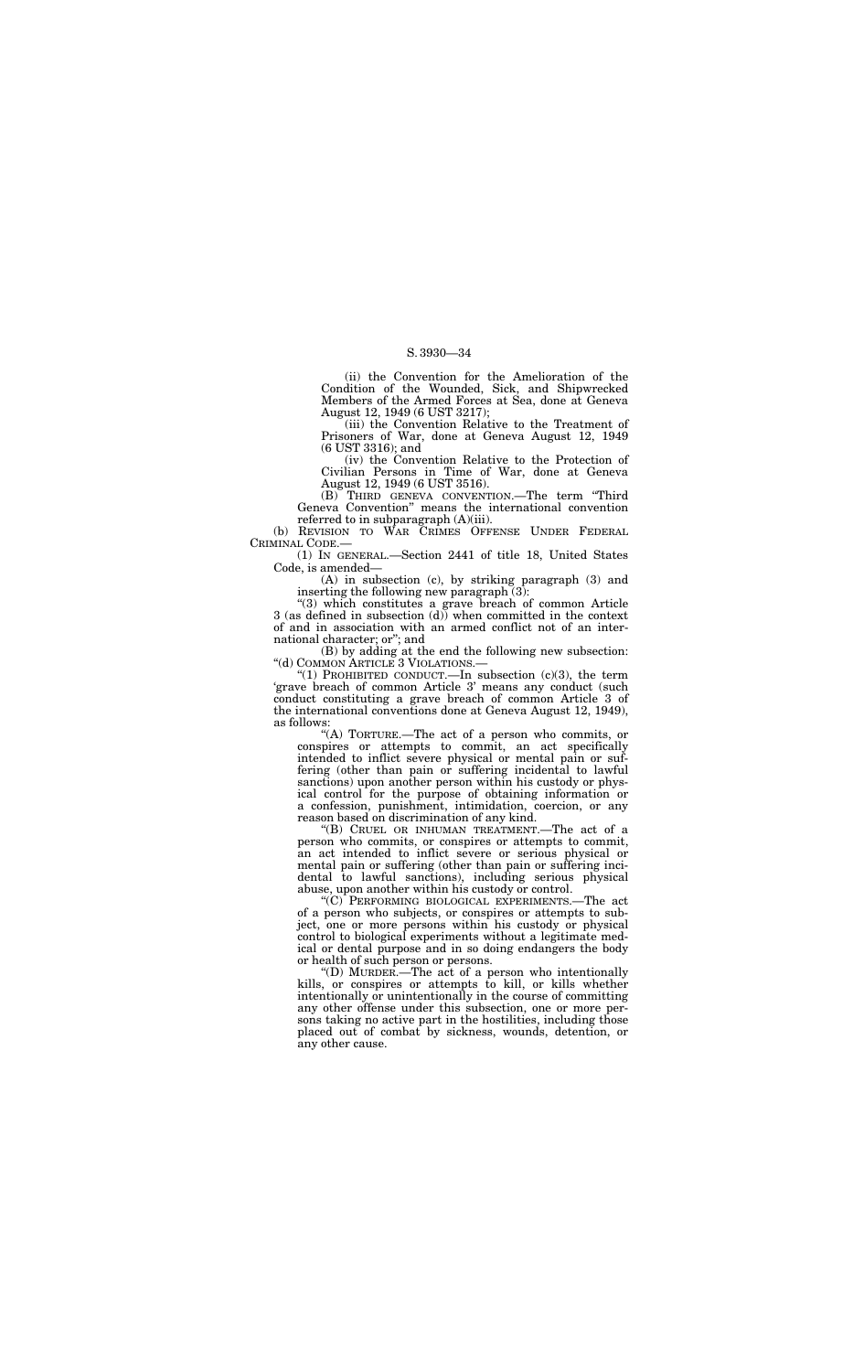(ii) the Convention for the Amelioration of the Condition of the Wounded, Sick, and Shipwrecked Members of the Armed Forces at Sea, done at Geneva August 12, 1949 (6 UST 3217);

(iii) the Convention Relative to the Treatment of Prisoners of War, done at Geneva August 12, 1949 (6 UST 3316); and

(iv) the Convention Relative to the Protection of Civilian Persons in Time of War, done at Geneva August 12, 1949 (6 UST 3516).

(B) THIRD GENEVA CONVENTION.—The term "Third Geneva Convention" means the international convention referred to in subparagraph (A)(iii).

(b) REVISION TO WAR CRIMES OFFENSE UNDER FEDERAL CRIMINAL CODE.—

(1) IN GENERAL.—Section 2441 of title 18, United States Code, is amended—

(A) in subsection (c), by striking paragraph (3) and inserting the following new paragraph (3):

"(3) which constitutes a grave breach of common Article 3 (as defined in subsection (d)) when committed in the context of and in association with an armed conflict not of an international character; or"; and

(B) by adding at the end the following new subsection:

"(d) COMMON ARTICLE 3 VIOLATIONS.—

"(1) PROHIBITED CONDUCT.—In subsection (c)(3), the term 'grave breach of common Article 3' means any conduct (such conduct constituting a grave breach of common Article 3 of the international conventions done at Geneva August 12, 1949), as follows:

"(A) TORTURE.—The act of a person who commits, or conspires or attempts to commit, an act specifically intended to inflict severe physical or mental pain or suffering (other than pain or suffering incidental to lawful sanctions) upon another person within his custody or physical control for the purpose of obtaining information or a confession, punishment, intimidation, coercion, or any reason based on discrimination of any kind.

"(B) CRUEL OR INHUMAN TREATMENT.—The act of a person who commits, or conspires or attempts to commit, an act intended to inflict severe or serious physical or mental pain or suffering (other than pain or suffering incidental to lawful sanctions), including serious physical abuse, upon another within his custody or control.

"(C) PERFORMING BIOLOGICAL EXPERIMENTS.—The act of a person who subjects, or conspires or attempts to subject, one or more persons within his custody or physical control to biological experiments without a legitimate medical or dental purpose and in so doing endangers the body or health of such person or persons.

"(D) MURDER.—The act of a person who intentionally kills, or conspires or attempts to kill, or kills whether intentionally or unintentionally in the course of committing any other offense under this subsection, one or more persons taking no active part in the hostilities, including those placed out of combat by sickness, wounds, detention, or any other cause.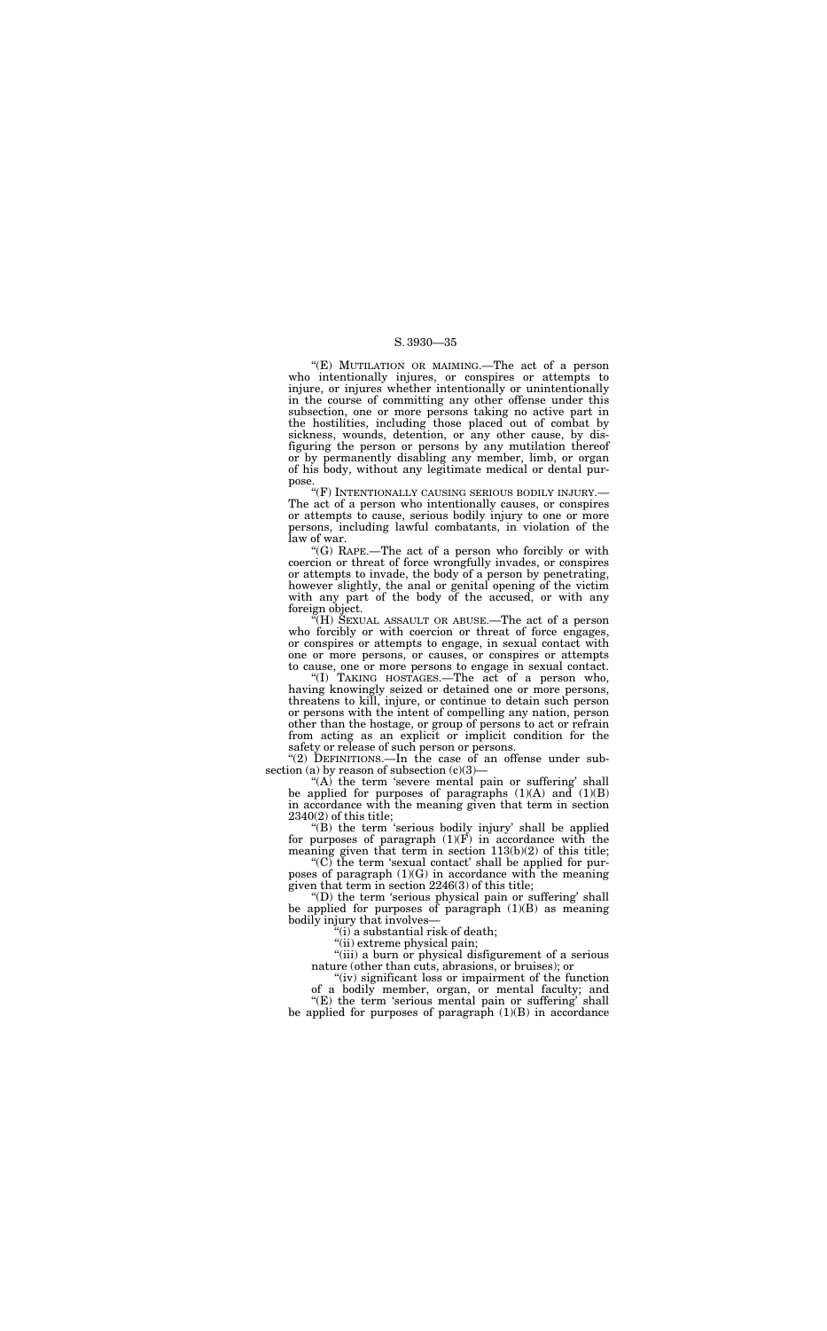"(E) MUTILATION OR MAIMING.—The act of a person who intentionally injures, or conspires or attempts to injure, or injures whether intentionally or unintentionally in the course of committing any other offense under this subsection, one or more persons taking no active part in the hostilities, including those placed out of combat by sickness, wounds, detention, or any other cause, by disfiguring the person or persons by any mutilation thereof or by permanently disabling any member, limb, or organ of his body, without any legitimate medical or dental purpose.

"(F) INTENTIONALLY CAUSING SERIOUS BODILY INJURY.—The act of a person who intentionally causes, or conspires or attempts to cause, serious bodily injury to one or more persons, including lawful combatants, in violation of the law of war.

"(G) RAPE.—The act of a person who forcibly or with coercion or threat of force wrongfully invades, or conspires or attempts to invade, the body of a person by penetrating, however slightly, the anal or genital opening of the victim with any part of the body of the accused, or with any foreign object.

"(H) SEXUAL ASSAULT OR ABUSE.—The act of a person who forcibly or with coercion or threat of force engages, or conspires or attempts to engage, in sexual contact with one or more persons, or causes, or conspires or attempts to cause, one or more persons to engage in sexual contact.

"(I) TAKING HOSTAGES.—The act of a person who, having knowingly seized or detained one or more persons, threatens to kill, injure, or continue to detain such person or persons with the intent of compelling any nation, person other than the hostage, or group of persons to act or refrain from acting as an explicit or implicit condition for the safety or release of such person or persons.

"(2) DEFINITIONS.—In the case of an offense under subsection (a) by reason of subsection (c)(3)—

"(A) the term 'severe mental pain or suffering' shall be applied for purposes of paragraphs (1)(A) and (1)(B) in accordance with the meaning given that term in section 2340(2) of this title;

"(B) the term 'serious bodily injury' shall be applied for purposes of paragraph (1)(F) in accordance with the meaning given that term in section 113(b)(2) of this title;

"(C) the term 'sexual contact' shall be applied for purposes of paragraph (1)(G) in accordance with the meaning given that term in section 2246(3) of this title;

"(D) the term 'serious physical pain or suffering' shall be applied for purposes of paragraph (1)(B) as meaning bodily injury that involves—

"(i) a substantial risk of death;

"(ii) extreme physical pain;

"(iii) a burn or physical disfigurement of a serious nature (other than cuts, abrasions, or bruises); or

"(iv) significant loss or impairment of the function of a bodily member, organ, or mental faculty; and

"(E) the term 'serious mental pain or suffering' shall be applied for purposes of paragraph (1)(B) in accordance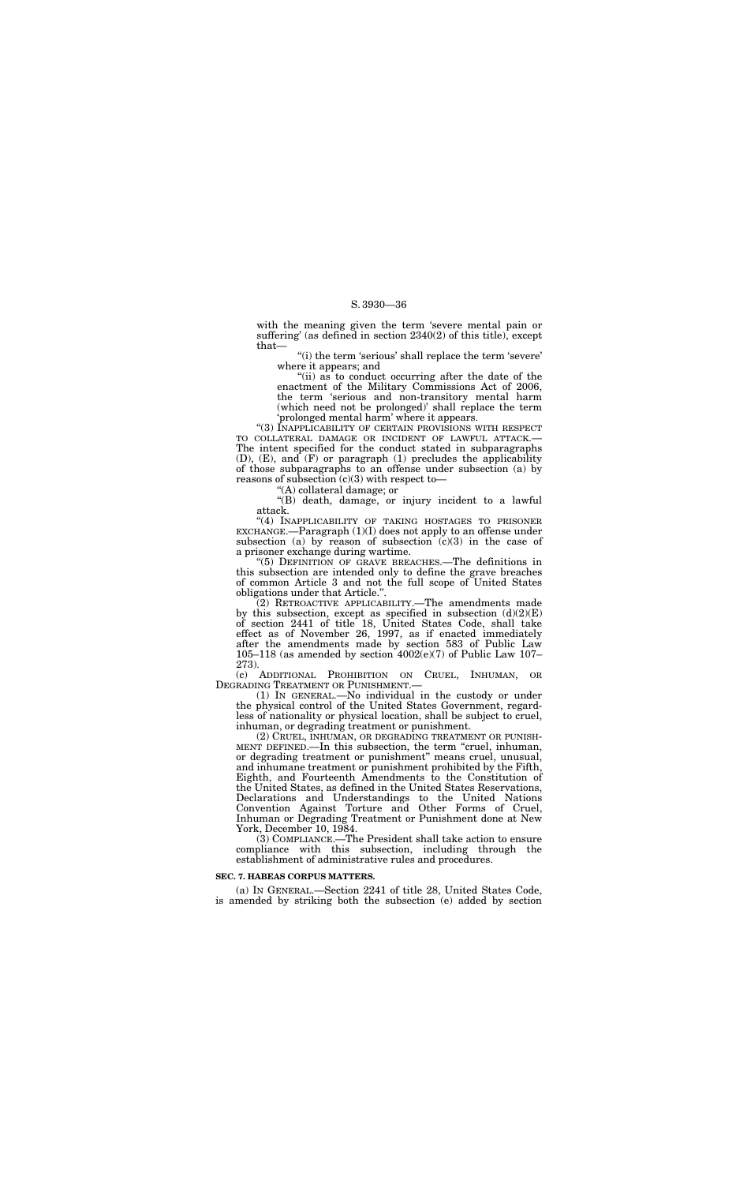with the meaning given the term 'severe mental pain or suffering' (as defined in section 2340(2) of this title), except that—

"(i) the term 'serious' shall replace the term 'severe' where it appears; and

"(ii) as to conduct occurring after the date of the enactment of the Military Commissions Act of 2006, the term 'serious and non-transitory mental harm (which need not be prolonged)' shall replace the term 'prolonged mental harm' where it appears.

"(3) INAPPLICABILITY OF CERTAIN PROVISIONS WITH RESPECT TO COLLATERAL DAMAGE OR INCIDENT OF LAWFUL ATTACK.—The intent specified for the conduct stated in subparagraphs (D), (E), and (F) or paragraph (1) precludes the applicability of those subparagraphs to an offense under subsection (a) by reasons of subsection (c)(3) with respect to—

"(A) collateral damage; or

"(B) death, damage, or injury incident to a lawful attack.

"(4) INAPPLICABILITY OF TAKING HOSTAGES TO PRISONER EXCHANGE.—Paragraph (1)(I) does not apply to an offense under subsection (a) by reason of subsection (c)(3) in the case of a prisoner exchange during wartime.

"(5) DEFINITION OF GRAVE BREACHES.—The definitions in this subsection are intended only to define the grave breaches of common Article 3 and not the full scope of United States obligations under that Article.".

(2) RETROACTIVE APPLICABILITY.—The amendments made by this subsection, except as specified in subsection (d)(2)(E) of section 2441 of title 18, United States Code, shall take effect as of November 26, 1997, as if enacted immediately after the amendments made by section 583 of Public Law 105–118 (as amended by section 4002(e)(7) of Public Law 107–273).

(c) ADDITIONAL PROHIBITION ON CRUEL, INHUMAN, OR DEGRADING TREATMENT OR PUNISHMENT.—

(1) IN GENERAL.—No individual in the custody or under the physical control of the United States Government, regardless of nationality or physical location, shall be subject to cruel, inhuman, or degrading treatment or punishment.

(2) CRUEL, INHUMAN, OR DEGRADING TREATMENT OR PUNISHMENT DEFINED.—In this subsection, the term "cruel, inhuman, or degrading treatment or punishment" means cruel, unusual, and inhumane treatment or punishment prohibited by the Fifth, Eighth, and Fourteenth Amendments to the Constitution of the United States, as defined in the United States Reservations, Declarations and Understandings to the United Nations Convention Against Torture and Other Forms of Cruel, Inhuman or Degrading Treatment or Punishment done at New York, December 10, 1984.

(3) COMPLIANCE.—The President shall take action to ensure compliance with this subsection, including through the establishment of administrative rules and procedures.

**SEC. 7. HABEAS CORPUS MATTERS.**

(a) IN GENERAL.—Section 2241 of title 28, United States Code, is amended by striking both the subsection (e) added by section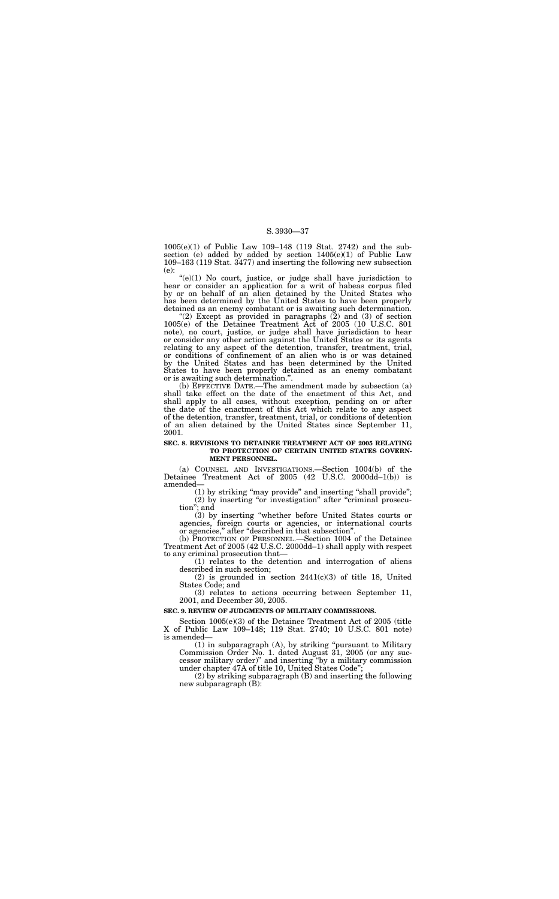1005(e)(1) of Public Law 109–148 (119 Stat. 2742) and the subsection (e) added by added by section 1405(e)(1) of Public Law 109–163 (119 Stat. 3477) and inserting the following new subsection (e):

"(e)(1) No court, justice, or judge shall have jurisdiction to hear or consider an application for a writ of habeas corpus filed by or on behalf of an alien detained by the United States who has been determined by the United States to have been properly detained as an enemy combatant or is awaiting such determination.

"(2) Except as provided in paragraphs (2) and (3) of section 1005(e) of the Detainee Treatment Act of 2005 (10 U.S.C. 801 note), no court, justice, or judge shall have jurisdiction to hear or consider any other action against the United States or its agents relating to any aspect of the detention, transfer, treatment, trial, or conditions of confinement of an alien who is or was detained by the United States and has been determined by the United States to have been properly detained as an enemy combatant or is awaiting such determination.".

(b) EFFECTIVE DATE.—The amendment made by subsection (a) shall take effect on the date of the enactment of this Act, and shall apply to all cases, without exception, pending on or after the date of the enactment of this Act which relate to any aspect of the detention, transfer, treatment, trial, or conditions of detention of an alien detained by the United States since September 11, 2001.

**SEC. 8. REVISIONS TO DETAINEE TREATMENT ACT OF 2005 RELATING TO PROTECTION OF CERTAIN UNITED STATES GOVERNMENT PERSONNEL.**

(a) COUNSEL AND INVESTIGATIONS.—Section 1004(b) of the Detainee Treatment Act of 2005 (42 U.S.C. 2000dd–1(b)) is amended—

(1) by striking "may provide" and inserting "shall provide";

(2) by inserting "or investigation" after "criminal prosecution"; and

(3) by inserting "whether before United States courts or agencies, foreign courts or agencies, or international courts or agencies," after "described in that subsection".

(b) PROTECTION OF PERSONNEL.—Section 1004 of the Detainee Treatment Act of 2005 (42 U.S.C. 2000dd–1) shall apply with respect to any criminal prosecution that—

(1) relates to the detention and interrogation of aliens described in such section;

(2) is grounded in section 2441(c)(3) of title 18, United States Code; and

(3) relates to actions occurring between September 11, 2001, and December 30, 2005.

**SEC. 9. REVIEW OF JUDGMENTS OF MILITARY COMMISSIONS.**

Section 1005(e)(3) of the Detainee Treatment Act of 2005 (title X of Public Law 109–148; 119 Stat. 2740; 10 U.S.C. 801 note) is amended—

(1) in subparagraph (A), by striking "pursuant to Military Commission Order No. 1. dated August 31, 2005 (or any successor military order)" and inserting "by a military commission under chapter 47A of title 10, United States Code";

(2) by striking subparagraph (B) and inserting the following new subparagraph (B):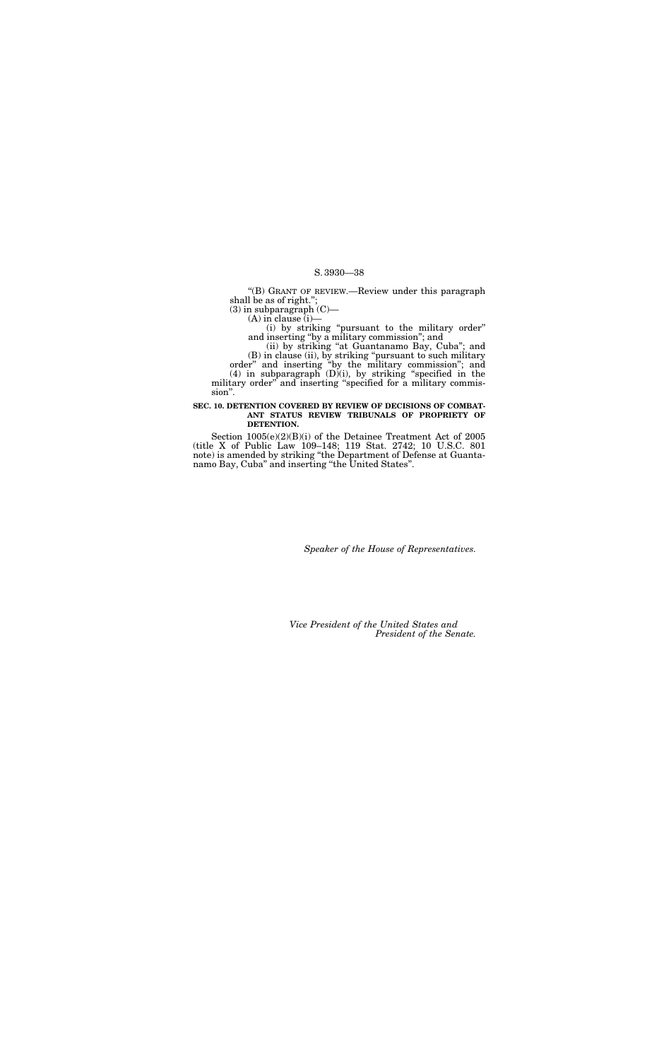"(B) GRANT OF REVIEW.—Review under this paragraph shall be as of right.";

(3) in subparagraph (C)—

(A) in clause (i)—

(i) by striking "pursuant to the military order" and inserting "by a military commission"; and

(ii) by striking "at Guantanamo Bay, Cuba"; and

(B) in clause (ii), by striking "pursuant to such military order" and inserting "by the military commission"; and

(4) in subparagraph (D)(i), by striking "specified in the military order" and inserting "specified for a military commission".

**SEC. 10. DETENTION COVERED BY REVIEW OF DECISIONS OF COMBATANT STATUS REVIEW TRIBUNALS OF PROPRIETY OF DETENTION.**

Section 1005(e)(2)(B)(i) of the Detainee Treatment Act of 2005 (title X of Public Law 109–148; 119 Stat. 2742; 10 U.S.C. 801 note) is amended by striking "the Department of Defense at Guantanamo Bay, Cuba" and inserting "the United States".

*Speaker of the House of Representatives.*

*Vice President of the United States and President of the Senate.*